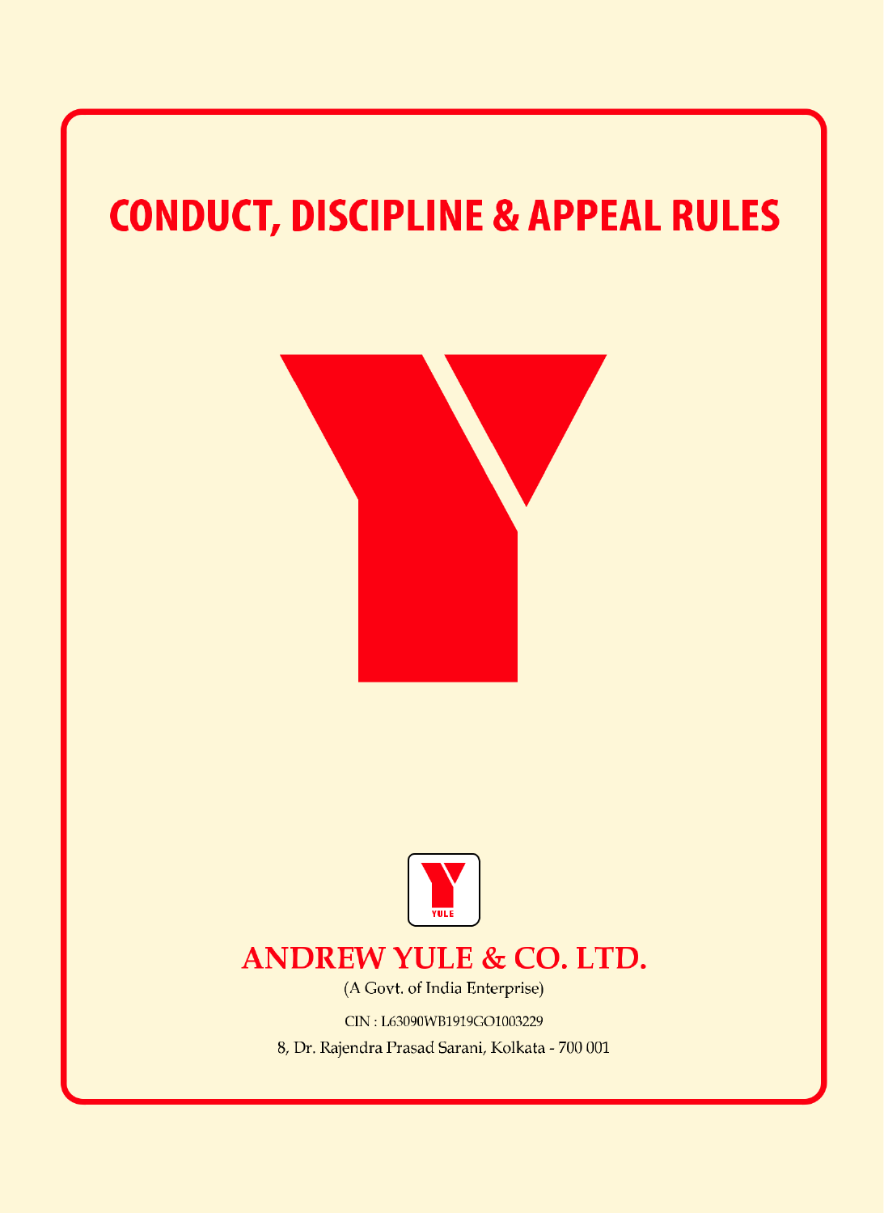# CONDUCT, DISCIPLINE & APPEAL RULES

YULE

## ANDREW YULE & CO. LTD.

(A Govt. of India Enterprise)

CIN : L63090WB1919GO1003229

8, Dr. Rajendra Prasad Sarani, Kolkata - 700 001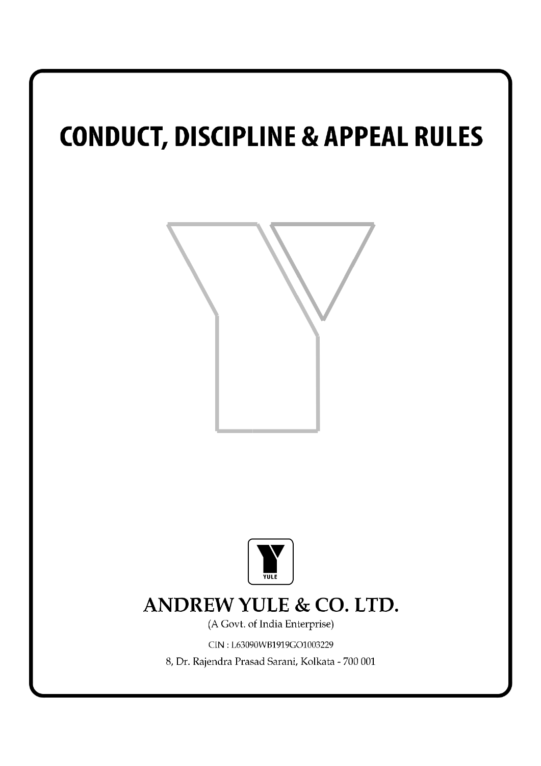# CONDUCT, DISCIPLINE & APPEAL RULES

YULE

## ANDREW YULE & CO. LTD.

(A Govt. of India Enterprise)

CIN : L63090WB1919GO1003229

8, Dr. Rajendra Prasad Sarani, Kolkata - 700 001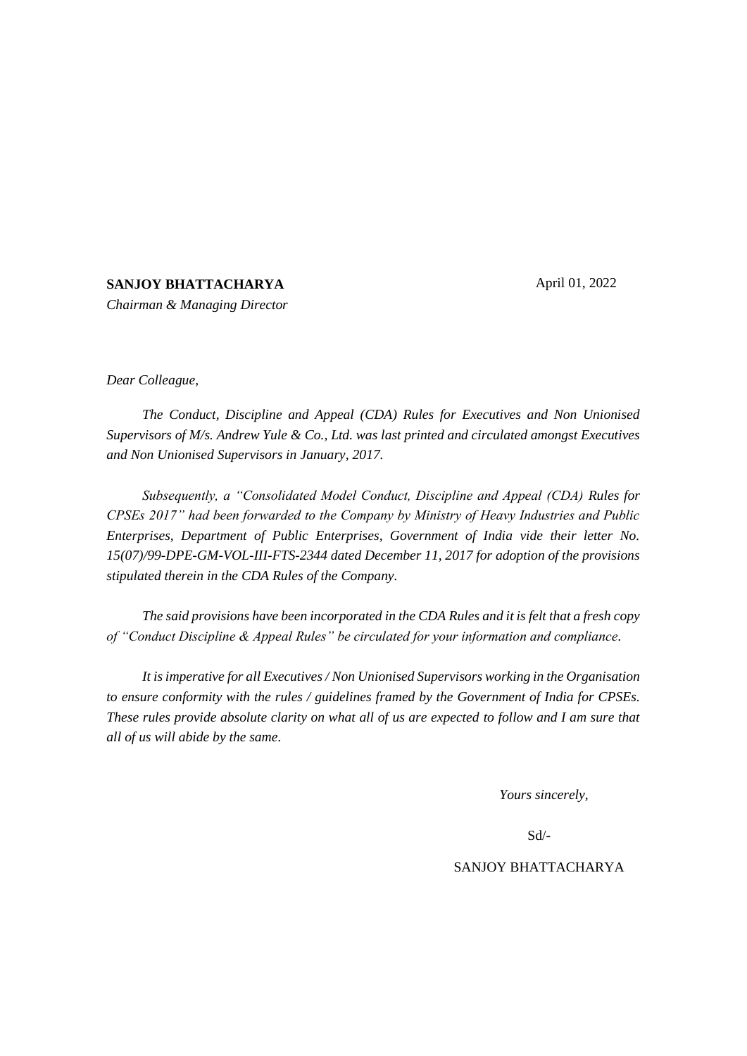**SANJOY BHATTACHARYA**

*Chairman & Managing Director*

April 01, 2022

*Dear Colleague,*

*The Conduct, Discipline and Appeal (CDA) Rules for Executives and Non Unionised Supervisors of M/s. Andrew Yule & Co., Ltd. was last printed and circulated amongst Executives and Non Unionised Supervisors in January, 2017.*

*Subsequently, a "Consolidated Model Conduct, Discipline and Appeal (CDA) Rules for CPSEs 2017" had been forwarded to the Company by Ministry of Heavy Industries and Public Enterprises, Department of Public Enterprises, Government of India vide their letter No. 15(07)/99-DPE-GM-VOL-III-FTS-2344 dated December 11, 2017 for adoption of the provisions stipulated therein in the CDA Rules of the Company.*

*The said provisions have been incorporated in the CDA Rules and it is felt that a fresh copy of "Conduct Discipline & Appeal Rules" be circulated for your information and compliance.*

*It is imperative for all Executives / Non Unionised Supervisors working in the Organisation to ensure conformity with the rules / guidelines framed by the Government of India for CPSEs. These rules provide absolute clarity on what all of us are expected to follow and I am sure that all of us will abide by the same.*

*Yours sincerely,*

Sd/-

SANJOY BHATTACHARYA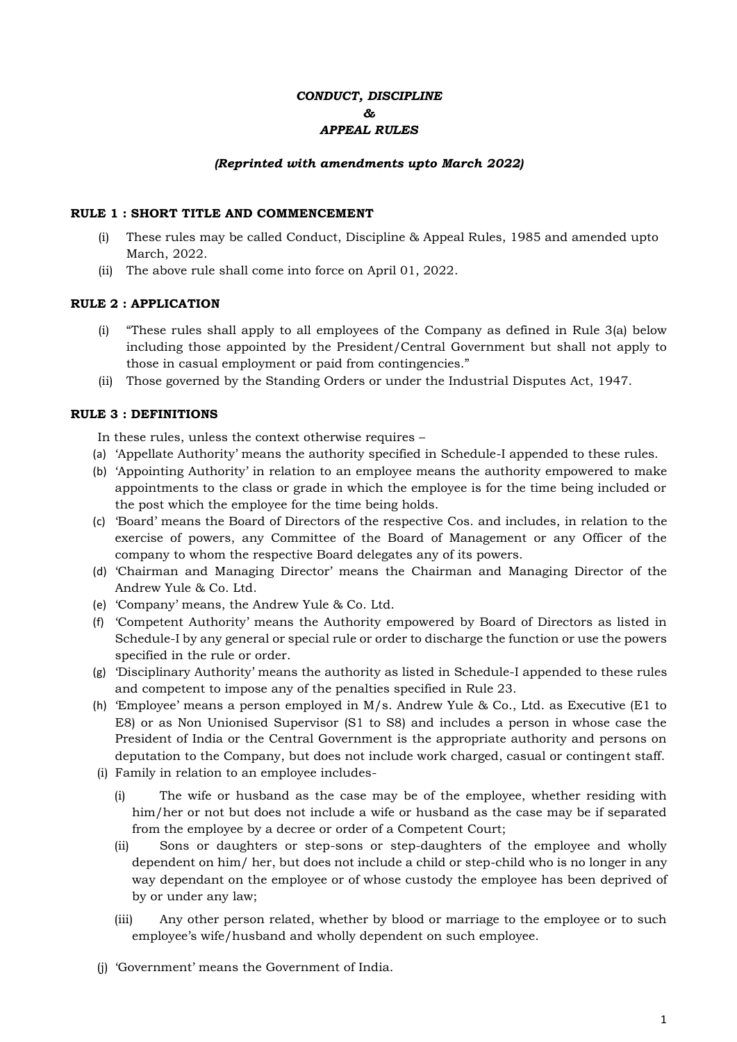# *CONDUCT, DISCIPLINE & APPEAL RULES*

***(Reprinted with amendments upto March 2022)***

## RULE 1 : SHORT TITLE AND COMMENCEMENT

(i) These rules may be called Conduct, Discipline & Appeal Rules, 1985 and amended upto March, 2022.

(ii) The above rule shall come into force on April 01, 2022.

## RULE 2 : APPLICATION

(i) "These rules shall apply to all employees of the Company as defined in Rule 3(a) below including those appointed by the President/Central Government but shall not apply to those in casual employment or paid from contingencies."

(ii) Those governed by the Standing Orders or under the Industrial Disputes Act, 1947.

## RULE 3 : DEFINITIONS

In these rules, unless the context otherwise requires –

(a) 'Appellate Authority' means the authority specified in Schedule-I appended to these rules.

(b) 'Appointing Authority' in relation to an employee means the authority empowered to make appointments to the class or grade in which the employee is for the time being included or the post which the employee for the time being holds.

(c) 'Board' means the Board of Directors of the respective Cos. and includes, in relation to the exercise of powers, any Committee of the Board of Management or any Officer of the company to whom the respective Board delegates any of its powers.

(d) 'Chairman and Managing Director' means the Chairman and Managing Director of the Andrew Yule & Co. Ltd.

(e) 'Company' means, the Andrew Yule & Co. Ltd.

(f) 'Competent Authority' means the Authority empowered by Board of Directors as listed in Schedule-I by any general or special rule or order to discharge the function or use the powers specified in the rule or order.

(g) 'Disciplinary Authority' means the authority as listed in Schedule-I appended to these rules and competent to impose any of the penalties specified in Rule 23.

(h) 'Employee' means a person employed in M/s. Andrew Yule & Co., Ltd. as Executive (E1 to E8) or as Non Unionised Supervisor (S1 to S8) and includes a person in whose case the President of India or the Central Government is the appropriate authority and persons on deputation to the Company, but does not include work charged, casual or contingent staff.

(i) Family in relation to an employee includes-

   (i) The wife or husband as the case may be of the employee, whether residing with him/her or not but does not include a wife or husband as the case may be if separated from the employee by a decree or order of a Competent Court;

   (ii) Sons or daughters or step-sons or step-daughters of the employee and wholly dependent on him/ her, but does not include a child or step-child who is no longer in any way dependant on the employee or of whose custody the employee has been deprived of by or under any law;

   (iii) Any other person related, whether by blood or marriage to the employee or to such employee's wife/husband and wholly dependent on such employee.

(j) 'Government' means the Government of India.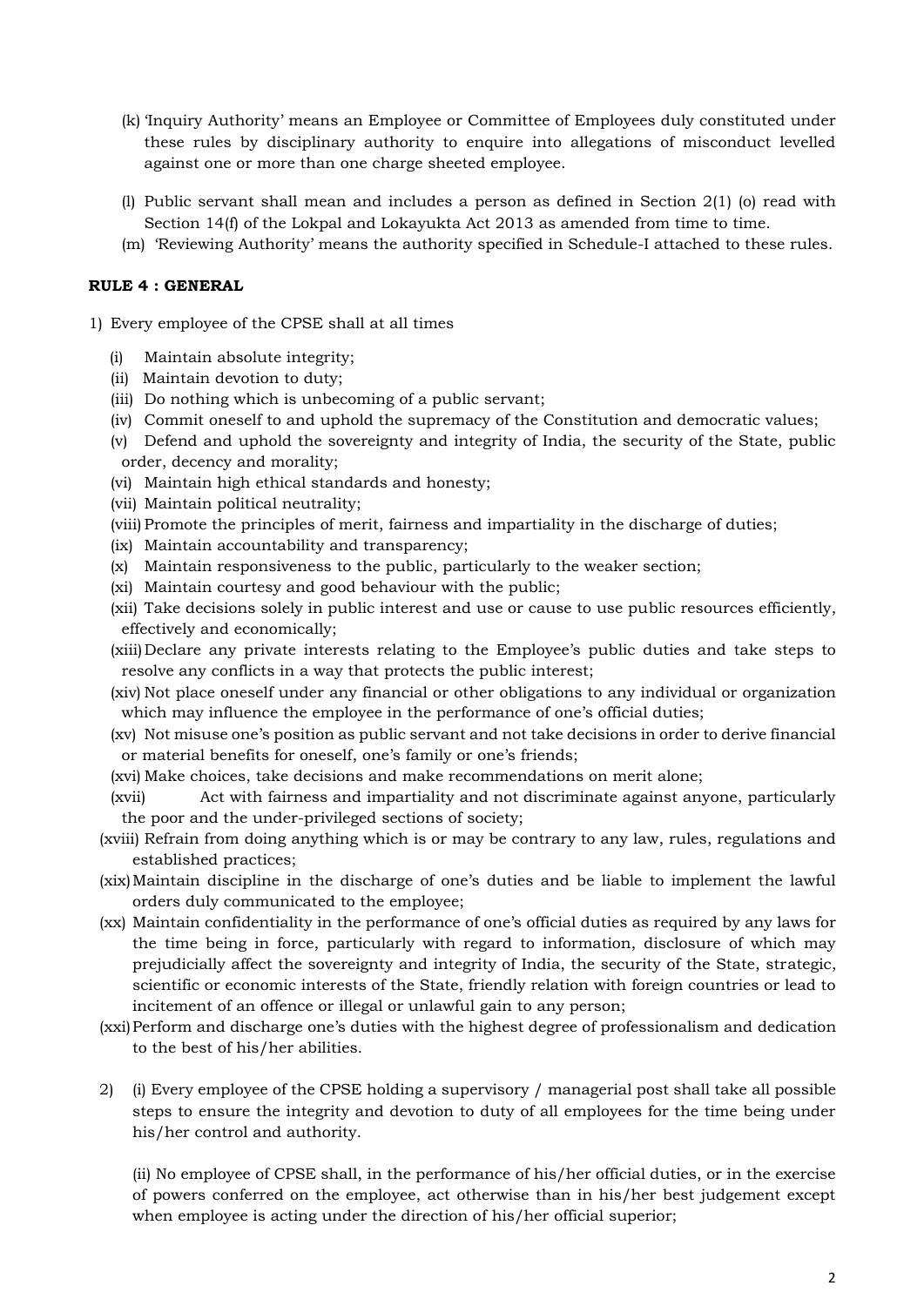(k) 'Inquiry Authority' means an Employee or Committee of Employees duly constituted under these rules by disciplinary authority to enquire into allegations of misconduct levelled against one or more than one charge sheeted employee.

(l) Public servant shall mean and includes a person as defined in Section 2(1) (o) read with Section 14(f) of the Lokpal and Lokayukta Act 2013 as amended from time to time.

(m) 'Reviewing Authority' means the authority specified in Schedule-I attached to these rules.

**RULE 4 : GENERAL**

1) Every employee of the CPSE shall at all times

   (i) Maintain absolute integrity;
   (ii) Maintain devotion to duty;
   (iii) Do nothing which is unbecoming of a public servant;
   (iv) Commit oneself to and uphold the supremacy of the Constitution and democratic values;
   (v) Defend and uphold the sovereignty and integrity of India, the security of the State, public order, decency and morality;
   (vi) Maintain high ethical standards and honesty;
   (vii) Maintain political neutrality;
   (viii) Promote the principles of merit, fairness and impartiality in the discharge of duties;
   (ix) Maintain accountability and transparency;
   (x) Maintain responsiveness to the public, particularly to the weaker section;
   (xi) Maintain courtesy and good behaviour with the public;
   (xii) Take decisions solely in public interest and use or cause to use public resources efficiently, effectively and economically;
   (xiii) Declare any private interests relating to the Employee's public duties and take steps to resolve any conflicts in a way that protects the public interest;
   (xiv) Not place oneself under any financial or other obligations to any individual or organization which may influence the employee in the performance of one's official duties;
   (xv) Not misuse one's position as public servant and not take decisions in order to derive financial or material benefits for oneself, one's family or one's friends;
   (xvi) Make choices, take decisions and make recommendations on merit alone;
   (xvii) Act with fairness and impartiality and not discriminate against anyone, particularly the poor and the under-privileged sections of society;
   (xviii) Refrain from doing anything which is or may be contrary to any law, rules, regulations and established practices;
   (xix) Maintain discipline in the discharge of one's duties and be liable to implement the lawful orders duly communicated to the employee;
   (xx) Maintain confidentiality in the performance of one's official duties as required by any laws for the time being in force, particularly with regard to information, disclosure of which may prejudicially affect the sovereignty and integrity of India, the security of the State, strategic, scientific or economic interests of the State, friendly relation with foreign countries or lead to incitement of an offence or illegal or unlawful gain to any person;
   (xxi) Perform and discharge one's duties with the highest degree of professionalism and dedication to the best of his/her abilities.

2) (i) Every employee of the CPSE holding a supervisory / managerial post shall take all possible steps to ensure the integrity and devotion to duty of all employees for the time being under his/her control and authority.

   (ii) No employee of CPSE shall, in the performance of his/her official duties, or in the exercise of powers conferred on the employee, act otherwise than in his/her best judgement except when employee is acting under the direction of his/her official superior;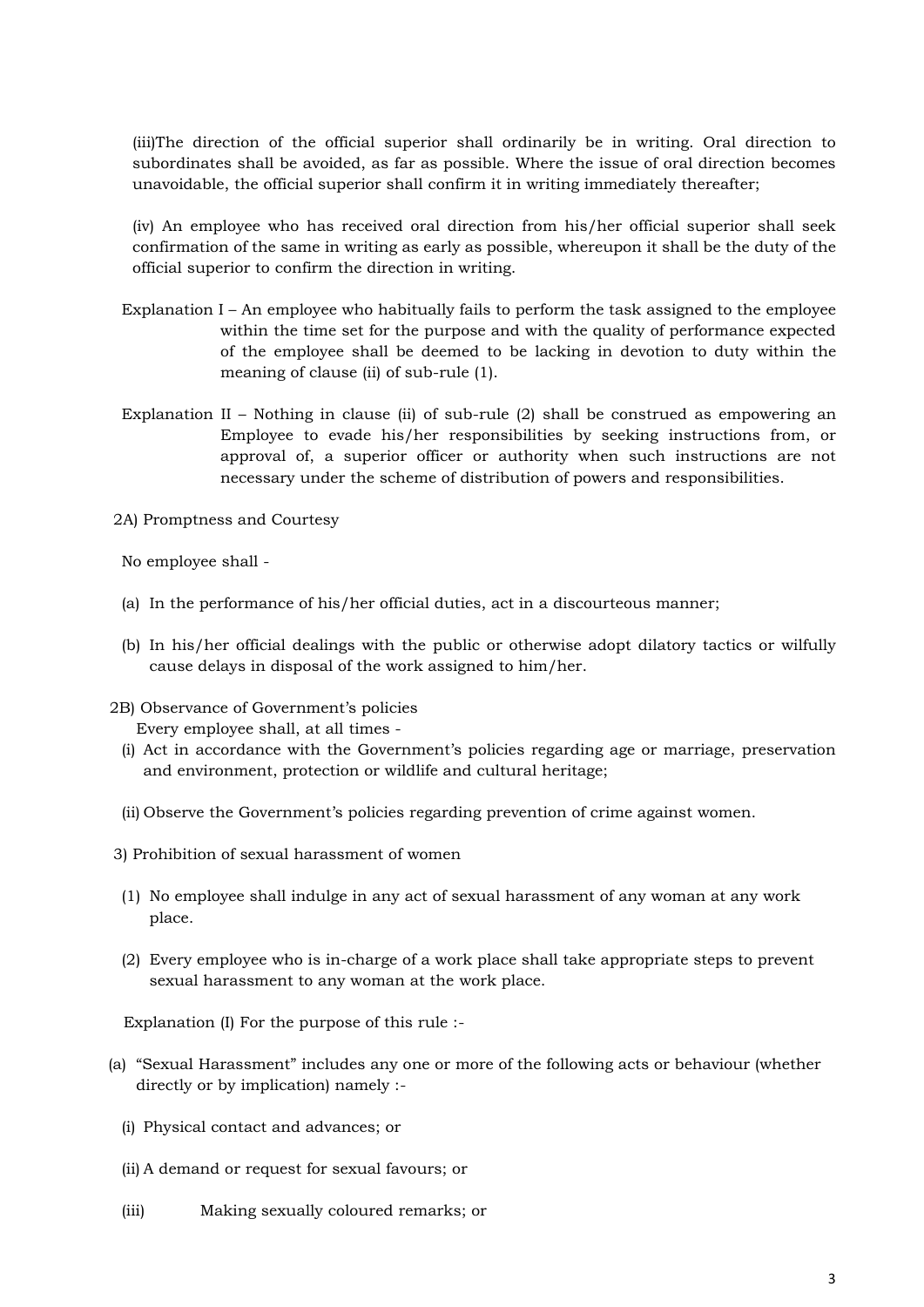(iii)The direction of the official superior shall ordinarily be in writing. Oral direction to subordinates shall be avoided, as far as possible. Where the issue of oral direction becomes unavoidable, the official superior shall confirm it in writing immediately thereafter;

(iv) An employee who has received oral direction from his/her official superior shall seek confirmation of the same in writing as early as possible, whereupon it shall be the duty of the official superior to confirm the direction in writing.

Explanation I – An employee who habitually fails to perform the task assigned to the employee within the time set for the purpose and with the quality of performance expected of the employee shall be deemed to be lacking in devotion to duty within the meaning of clause (ii) of sub-rule (1).

Explanation II – Nothing in clause (ii) of sub-rule (2) shall be construed as empowering an Employee to evade his/her responsibilities by seeking instructions from, or approval of, a superior officer or authority when such instructions are not necessary under the scheme of distribution of powers and responsibilities.

2A) Promptness and Courtesy

No employee shall -

(a) In the performance of his/her official duties, act in a discourteous manner;

(b) In his/her official dealings with the public or otherwise adopt dilatory tactics or wilfully cause delays in disposal of the work assigned to him/her.

2B) Observance of Government's policies

Every employee shall, at all times -

(i) Act in accordance with the Government's policies regarding age or marriage, preservation and environment, protection or wildlife and cultural heritage;

(ii) Observe the Government's policies regarding prevention of crime against women.

3) Prohibition of sexual harassment of women

(1) No employee shall indulge in any act of sexual harassment of any woman at any work place.

(2) Every employee who is in-charge of a work place shall take appropriate steps to prevent sexual harassment to any woman at the work place.

Explanation (I) For the purpose of this rule :-

(a) "Sexual Harassment" includes any one or more of the following acts or behaviour (whether directly or by implication) namely :-

(i) Physical contact and advances; or

(ii) A demand or request for sexual favours; or

(iii) Making sexually coloured remarks; or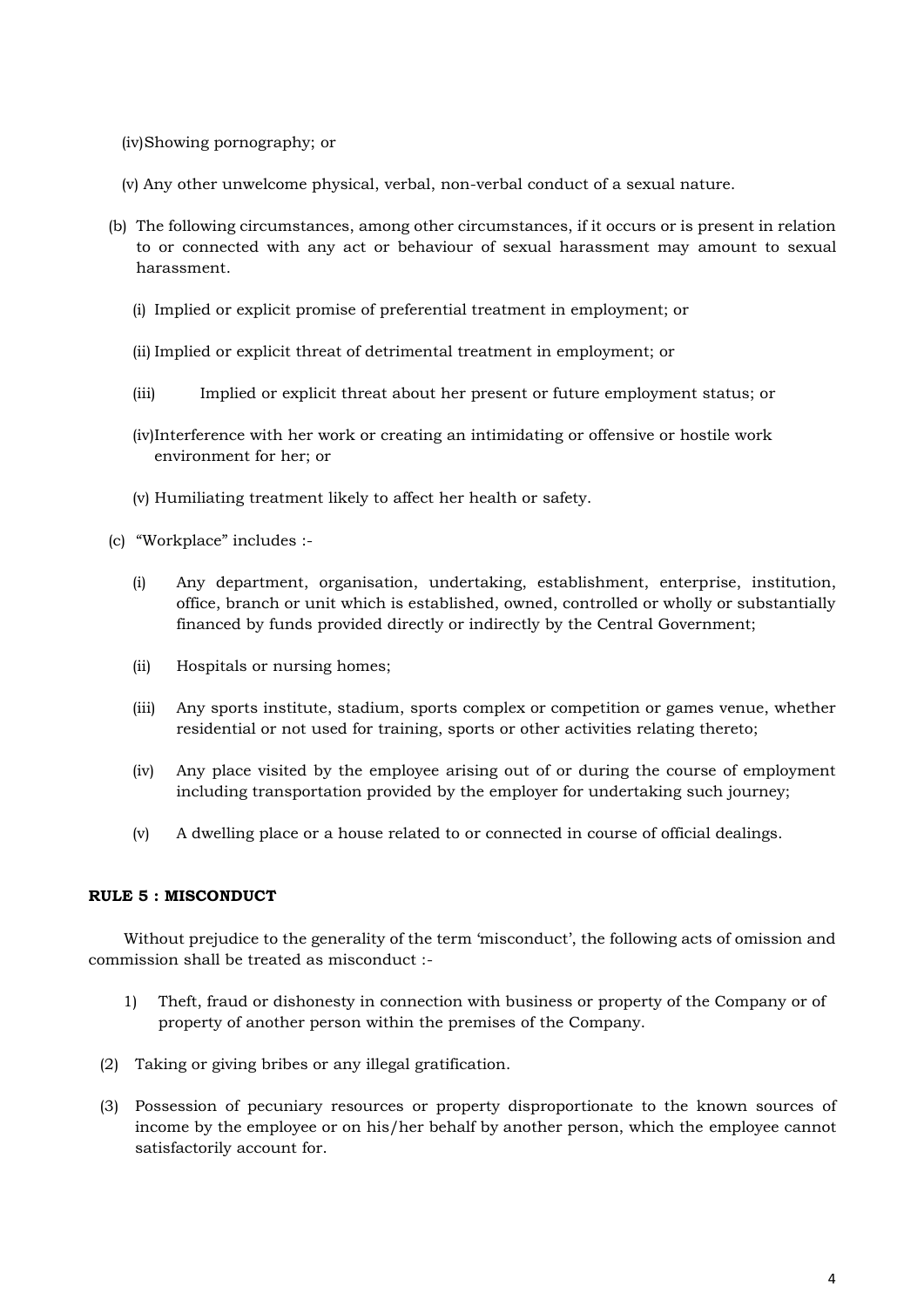(iv) Showing pornography; or

(v) Any other unwelcome physical, verbal, non-verbal conduct of a sexual nature.

(b) The following circumstances, among other circumstances, if it occurs or is present in relation to or connected with any act or behaviour of sexual harassment may amount to sexual harassment.

(i) Implied or explicit promise of preferential treatment in employment; or

(ii) Implied or explicit threat of detrimental treatment in employment; or

(iii) Implied or explicit threat about her present or future employment status; or

(iv) Interference with her work or creating an intimidating or offensive or hostile work environment for her; or

(v) Humiliating treatment likely to affect her health or safety.

(c) "Workplace" includes :-

(i) Any department, organisation, undertaking, establishment, enterprise, institution, office, branch or unit which is established, owned, controlled or wholly or substantially financed by funds provided directly or indirectly by the Central Government;

(ii) Hospitals or nursing homes;

(iii) Any sports institute, stadium, sports complex or competition or games venue, whether residential or not used for training, sports or other activities relating thereto;

(iv) Any place visited by the employee arising out of or during the course of employment including transportation provided by the employer for undertaking such journey;

(v) A dwelling place or a house related to or connected in course of official dealings.

**RULE 5 : MISCONDUCT**

Without prejudice to the generality of the term 'misconduct', the following acts of omission and commission shall be treated as misconduct :-

1) Theft, fraud or dishonesty in connection with business or property of the Company or of property of another person within the premises of the Company.

(2) Taking or giving bribes or any illegal gratification.

(3) Possession of pecuniary resources or property disproportionate to the known sources of income by the employee or on his/her behalf by another person, which the employee cannot satisfactorily account for.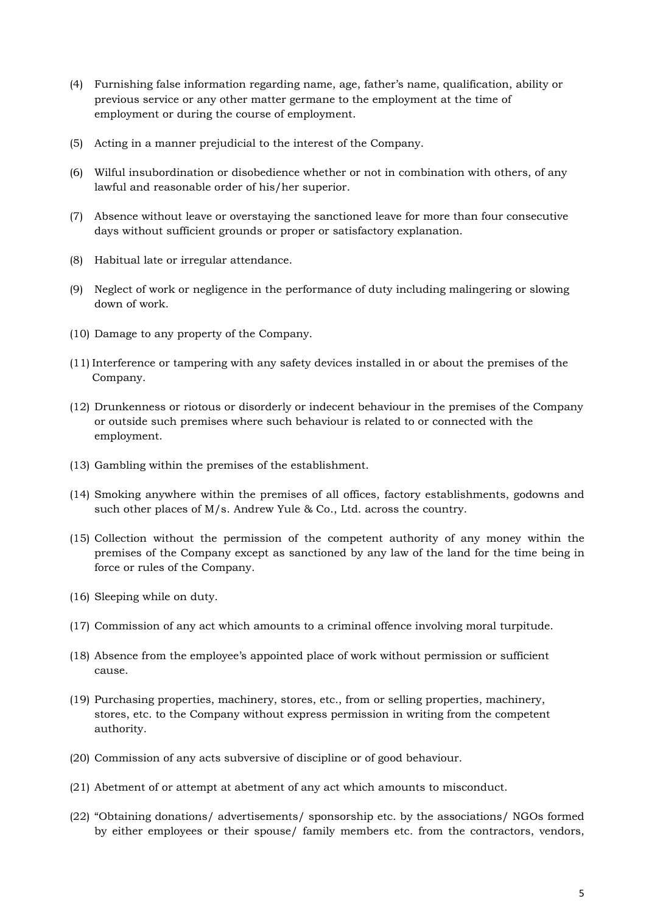(4) Furnishing false information regarding name, age, father's name, qualification, ability or previous service or any other matter germane to the employment at the time of employment or during the course of employment.

(5) Acting in a manner prejudicial to the interest of the Company.

(6) Wilful insubordination or disobedience whether or not in combination with others, of any lawful and reasonable order of his/her superior.

(7) Absence without leave or overstaying the sanctioned leave for more than four consecutive days without sufficient grounds or proper or satisfactory explanation.

(8) Habitual late or irregular attendance.

(9) Neglect of work or negligence in the performance of duty including malingering or slowing down of work.

(10) Damage to any property of the Company.

(11) Interference or tampering with any safety devices installed in or about the premises of the Company.

(12) Drunkenness or riotous or disorderly or indecent behaviour in the premises of the Company or outside such premises where such behaviour is related to or connected with the employment.

(13) Gambling within the premises of the establishment.

(14) Smoking anywhere within the premises of all offices, factory establishments, godowns and such other places of M/s. Andrew Yule & Co., Ltd. across the country.

(15) Collection without the permission of the competent authority of any money within the premises of the Company except as sanctioned by any law of the land for the time being in force or rules of the Company.

(16) Sleeping while on duty.

(17) Commission of any act which amounts to a criminal offence involving moral turpitude.

(18) Absence from the employee's appointed place of work without permission or sufficient cause.

(19) Purchasing properties, machinery, stores, etc., from or selling properties, machinery, stores, etc. to the Company without express permission in writing from the competent authority.

(20) Commission of any acts subversive of discipline or of good behaviour.

(21) Abetment of or attempt at abetment of any act which amounts to misconduct.

(22) "Obtaining donations/ advertisements/ sponsorship etc. by the associations/ NGOs formed by either employees or their spouse/ family members etc. from the contractors, vendors,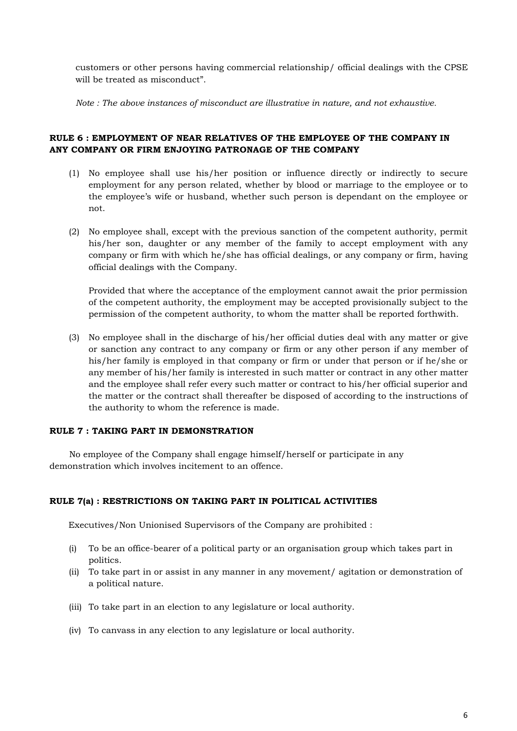customers or other persons having commercial relationship/ official dealings with the CPSE will be treated as misconduct".

*Note : The above instances of misconduct are illustrative in nature, and not exhaustive.*

**RULE 6 : EMPLOYMENT OF NEAR RELATIVES OF THE EMPLOYEE OF THE COMPANY IN ANY COMPANY OR FIRM ENJOYING PATRONAGE OF THE COMPANY**

(1) No employee shall use his/her position or influence directly or indirectly to secure employment for any person related, whether by blood or marriage to the employee or to the employee's wife or husband, whether such person is dependant on the employee or not.

(2) No employee shall, except with the previous sanction of the competent authority, permit his/her son, daughter or any member of the family to accept employment with any company or firm with which he/she has official dealings, or any company or firm, having official dealings with the Company.

    Provided that where the acceptance of the employment cannot await the prior permission of the competent authority, the employment may be accepted provisionally subject to the permission of the competent authority, to whom the matter shall be reported forthwith.

(3) No employee shall in the discharge of his/her official duties deal with any matter or give or sanction any contract to any company or firm or any other person if any member of his/her family is employed in that company or firm or under that person or if he/she or any member of his/her family is interested in such matter or contract in any other matter and the employee shall refer every such matter or contract to his/her official superior and the matter or the contract shall thereafter be disposed of according to the instructions of the authority to whom the reference is made.

**RULE 7 : TAKING PART IN DEMONSTRATION**

No employee of the Company shall engage himself/herself or participate in any demonstration which involves incitement to an offence.

**RULE 7(a) : RESTRICTIONS ON TAKING PART IN POLITICAL ACTIVITIES**

Executives/Non Unionised Supervisors of the Company are prohibited :

(i) To be an office-bearer of a political party or an organisation group which takes part in politics.

(ii) To take part in or assist in any manner in any movement/ agitation or demonstration of a political nature.

(iii) To take part in an election to any legislature or local authority.

(iv) To canvass in any election to any legislature or local authority.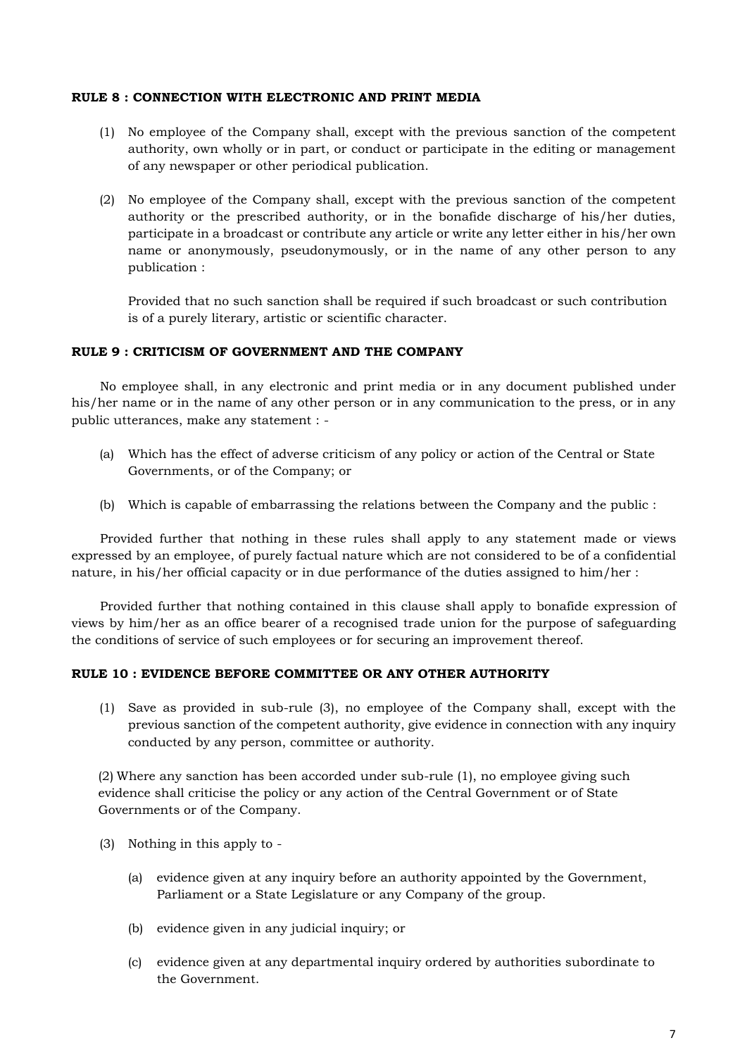**RULE 8 : CONNECTION WITH ELECTRONIC AND PRINT MEDIA**

(1) No employee of the Company shall, except with the previous sanction of the competent authority, own wholly or in part, or conduct or participate in the editing or management of any newspaper or other periodical publication.

(2) No employee of the Company shall, except with the previous sanction of the competent authority or the prescribed authority, or in the bonafide discharge of his/her duties, participate in a broadcast or contribute any article or write any letter either in his/her own name or anonymously, pseudonymously, or in the name of any other person to any publication :

Provided that no such sanction shall be required if such broadcast or such contribution is of a purely literary, artistic or scientific character.

**RULE 9 : CRITICISM OF GOVERNMENT AND THE COMPANY**

No employee shall, in any electronic and print media or in any document published under his/her name or in the name of any other person or in any communication to the press, or in any public utterances, make any statement : -

(a) Which has the effect of adverse criticism of any policy or action of the Central or State Governments, or of the Company; or

(b) Which is capable of embarrassing the relations between the Company and the public :

Provided further that nothing in these rules shall apply to any statement made or views expressed by an employee, of purely factual nature which are not considered to be of a confidential nature, in his/her official capacity or in due performance of the duties assigned to him/her :

Provided further that nothing contained in this clause shall apply to bonafide expression of views by him/her as an office bearer of a recognised trade union for the purpose of safeguarding the conditions of service of such employees or for securing an improvement thereof.

**RULE 10 : EVIDENCE BEFORE COMMITTEE OR ANY OTHER AUTHORITY**

(1) Save as provided in sub-rule (3), no employee of the Company shall, except with the previous sanction of the competent authority, give evidence in connection with any inquiry conducted by any person, committee or authority.

(2) Where any sanction has been accorded under sub-rule (1), no employee giving such evidence shall criticise the policy or any action of the Central Government or of State Governments or of the Company.

(3) Nothing in this apply to -

(a) evidence given at any inquiry before an authority appointed by the Government, Parliament or a State Legislature or any Company of the group.

(b) evidence given in any judicial inquiry; or

(c) evidence given at any departmental inquiry ordered by authorities subordinate to the Government.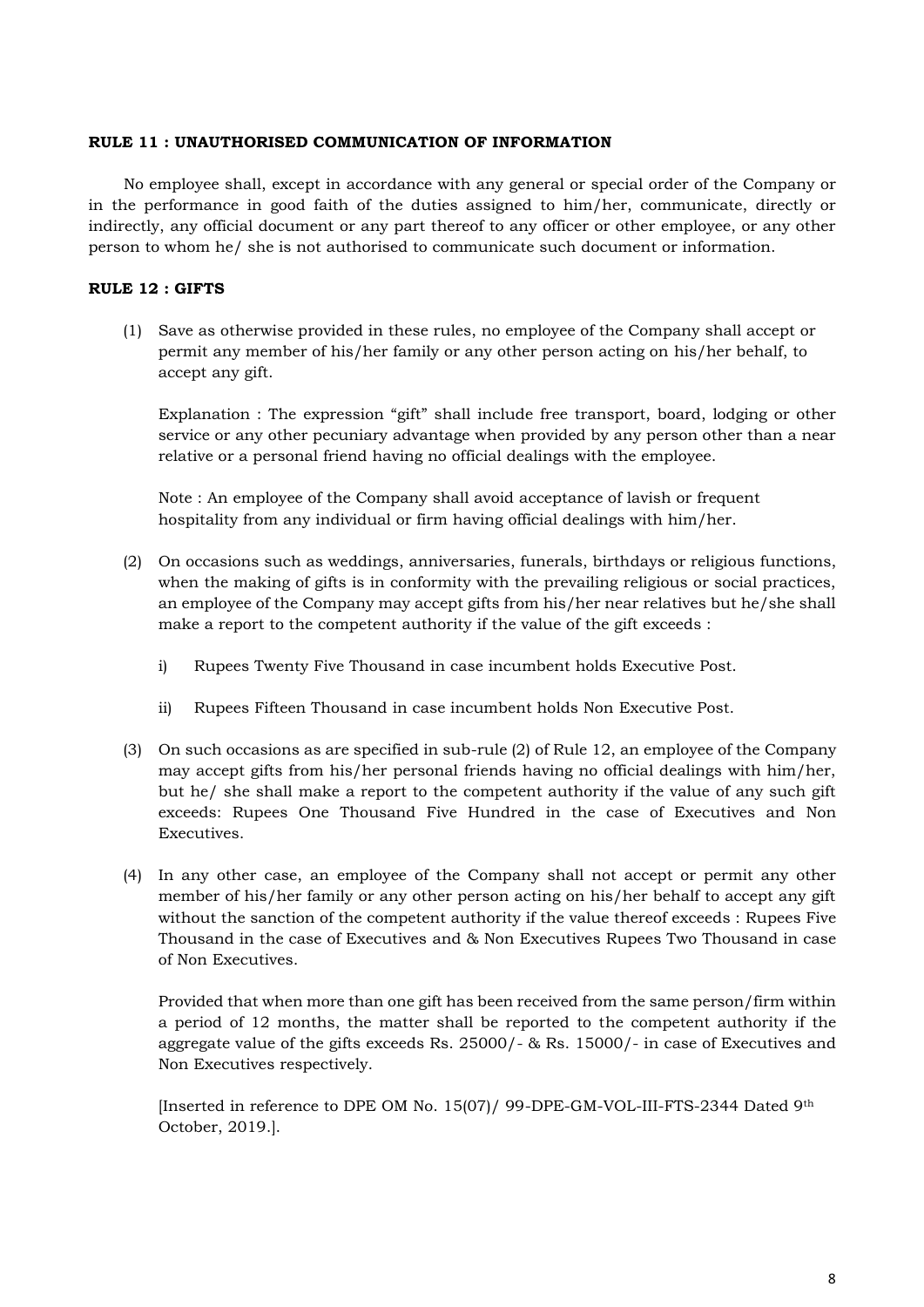**RULE 11 : UNAUTHORISED COMMUNICATION OF INFORMATION**

No employee shall, except in accordance with any general or special order of the Company or in the performance in good faith of the duties assigned to him/her, communicate, directly or indirectly, any official document or any part thereof to any officer or other employee, or any other person to whom he/ she is not authorised to communicate such document or information.

**RULE 12 : GIFTS**

(1) Save as otherwise provided in these rules, no employee of the Company shall accept or permit any member of his/her family or any other person acting on his/her behalf, to accept any gift.

Explanation : The expression "gift" shall include free transport, board, lodging or other service or any other pecuniary advantage when provided by any person other than a near relative or a personal friend having no official dealings with the employee.

Note : An employee of the Company shall avoid acceptance of lavish or frequent hospitality from any individual or firm having official dealings with him/her.

(2) On occasions such as weddings, anniversaries, funerals, birthdays or religious functions, when the making of gifts is in conformity with the prevailing religious or social practices, an employee of the Company may accept gifts from his/her near relatives but he/she shall make a report to the competent authority if the value of the gift exceeds :

   i) Rupees Twenty Five Thousand in case incumbent holds Executive Post.

   ii) Rupees Fifteen Thousand in case incumbent holds Non Executive Post.

(3) On such occasions as are specified in sub-rule (2) of Rule 12, an employee of the Company may accept gifts from his/her personal friends having no official dealings with him/her, but he/ she shall make a report to the competent authority if the value of any such gift exceeds: Rupees One Thousand Five Hundred in the case of Executives and Non Executives.

(4) In any other case, an employee of the Company shall not accept or permit any other member of his/her family or any other person acting on his/her behalf to accept any gift without the sanction of the competent authority if the value thereof exceeds : Rupees Five Thousand in the case of Executives and & Non Executives Rupees Two Thousand in case of Non Executives.

Provided that when more than one gift has been received from the same person/firm within a period of 12 months, the matter shall be reported to the competent authority if the aggregate value of the gifts exceeds Rs. 25000/- & Rs. 15000/- in case of Executives and Non Executives respectively.

[Inserted in reference to DPE OM No. 15(07)/ 99-DPE-GM-VOL-III-FTS-2344 Dated 9th October, 2019.].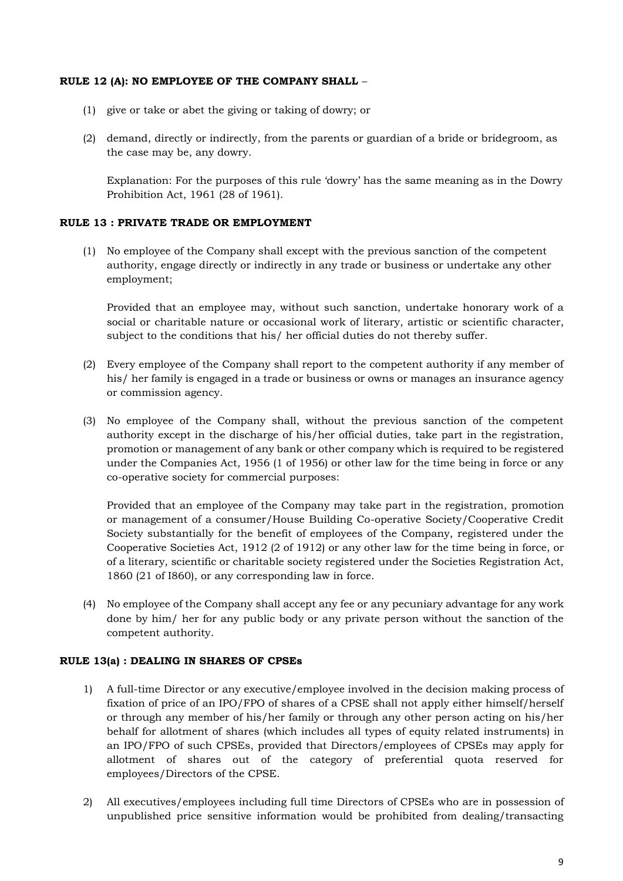**RULE 12 (A): NO EMPLOYEE OF THE COMPANY SHALL** –

(1) give or take or abet the giving or taking of dowry; or

(2) demand, directly or indirectly, from the parents or guardian of a bride or bridegroom, as the case may be, any dowry.

Explanation: For the purposes of this rule 'dowry' has the same meaning as in the Dowry Prohibition Act, 1961 (28 of 1961).

**RULE 13 : PRIVATE TRADE OR EMPLOYMENT**

(1) No employee of the Company shall except with the previous sanction of the competent authority, engage directly or indirectly in any trade or business or undertake any other employment;

Provided that an employee may, without such sanction, undertake honorary work of a social or charitable nature or occasional work of literary, artistic or scientific character, subject to the conditions that his/ her official duties do not thereby suffer.

(2) Every employee of the Company shall report to the competent authority if any member of his/ her family is engaged in a trade or business or owns or manages an insurance agency or commission agency.

(3) No employee of the Company shall, without the previous sanction of the competent authority except in the discharge of his/her official duties, take part in the registration, promotion or management of any bank or other company which is required to be registered under the Companies Act, 1956 (1 of 1956) or other law for the time being in force or any co-operative society for commercial purposes:

Provided that an employee of the Company may take part in the registration, promotion or management of a consumer/House Building Co-operative Society/Cooperative Credit Society substantially for the benefit of employees of the Company, registered under the Cooperative Societies Act, 1912 (2 of 1912) or any other law for the time being in force, or of a literary, scientific or charitable society registered under the Societies Registration Act, 1860 (21 of I860), or any corresponding law in force.

(4) No employee of the Company shall accept any fee or any pecuniary advantage for any work done by him/ her for any public body or any private person without the sanction of the competent authority.

**RULE 13(a) : DEALING IN SHARES OF CPSEs**

1) A full-time Director or any executive/employee involved in the decision making process of fixation of price of an IPO/FPO of shares of a CPSE shall not apply either himself/herself or through any member of his/her family or through any other person acting on his/her behalf for allotment of shares (which includes all types of equity related instruments) in an IPO/FPO of such CPSEs, provided that Directors/employees of CPSEs may apply for allotment of shares out of the category of preferential quota reserved for employees/Directors of the CPSE.

2) All executives/employees including full time Directors of CPSEs who are in possession of unpublished price sensitive information would be prohibited from dealing/transacting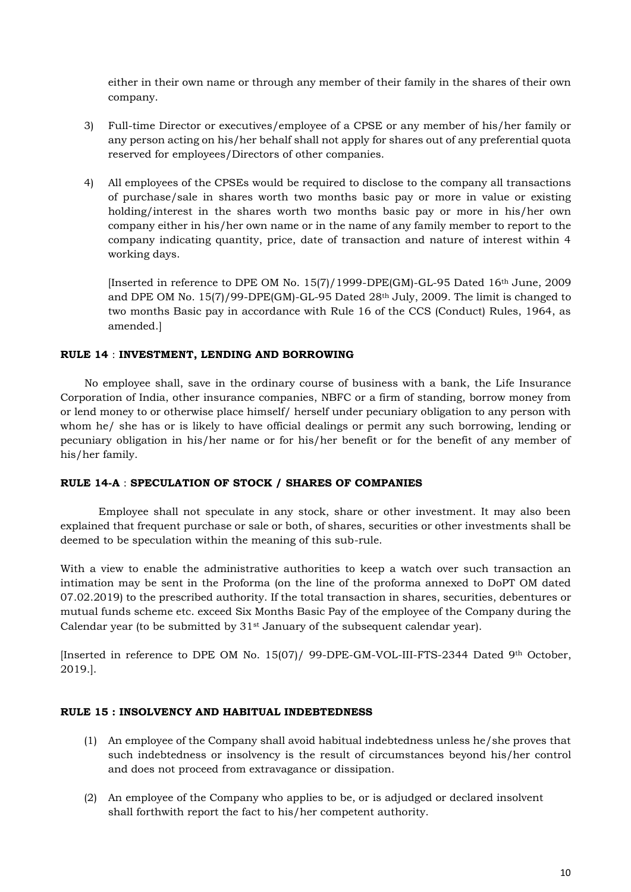either in their own name or through any member of their family in the shares of their own company.

3) Full-time Director or executives/employee of a CPSE or any member of his/her family or any person acting on his/her behalf shall not apply for shares out of any preferential quota reserved for employees/Directors of other companies.

4) All employees of the CPSEs would be required to disclose to the company all transactions of purchase/sale in shares worth two months basic pay or more in value or existing holding/interest in the shares worth two months basic pay or more in his/her own company either in his/her own name or in the name of any family member to report to the company indicating quantity, price, date of transaction and nature of interest within 4 working days.

   [Inserted in reference to DPE OM No. 15(7)/1999-DPE(GM)-GL-95 Dated 16th June, 2009 and DPE OM No. 15(7)/99-DPE(GM)-GL-95 Dated 28th July, 2009. The limit is changed to two months Basic pay in accordance with Rule 16 of the CCS (Conduct) Rules, 1964, as amended.]

**RULE 14** : **INVESTMENT, LENDING AND BORROWING**

No employee shall, save in the ordinary course of business with a bank, the Life Insurance Corporation of India, other insurance companies, NBFC or a firm of standing, borrow money from or lend money to or otherwise place himself/ herself under pecuniary obligation to any person with whom he/ she has or is likely to have official dealings or permit any such borrowing, lending or pecuniary obligation in his/her name or for his/her benefit or for the benefit of any member of his/her family.

**RULE 14-A** : **SPECULATION OF STOCK / SHARES OF COMPANIES**

Employee shall not speculate in any stock, share or other investment. It may also been explained that frequent purchase or sale or both, of shares, securities or other investments shall be deemed to be speculation within the meaning of this sub-rule.

With a view to enable the administrative authorities to keep a watch over such transaction an intimation may be sent in the Proforma (on the line of the proforma annexed to DoPT OM dated 07.02.2019) to the prescribed authority. If the total transaction in shares, securities, debentures or mutual funds scheme etc. exceed Six Months Basic Pay of the employee of the Company during the Calendar year (to be submitted by 31st January of the subsequent calendar year).

[Inserted in reference to DPE OM No. 15(07)/ 99-DPE-GM-VOL-III-FTS-2344 Dated 9th October, 2019.].

**RULE 15 : INSOLVENCY AND HABITUAL INDEBTEDNESS**

(1) An employee of the Company shall avoid habitual indebtedness unless he/she proves that such indebtedness or insolvency is the result of circumstances beyond his/her control and does not proceed from extravagance or dissipation.

(2) An employee of the Company who applies to be, or is adjudged or declared insolvent shall forthwith report the fact to his/her competent authority.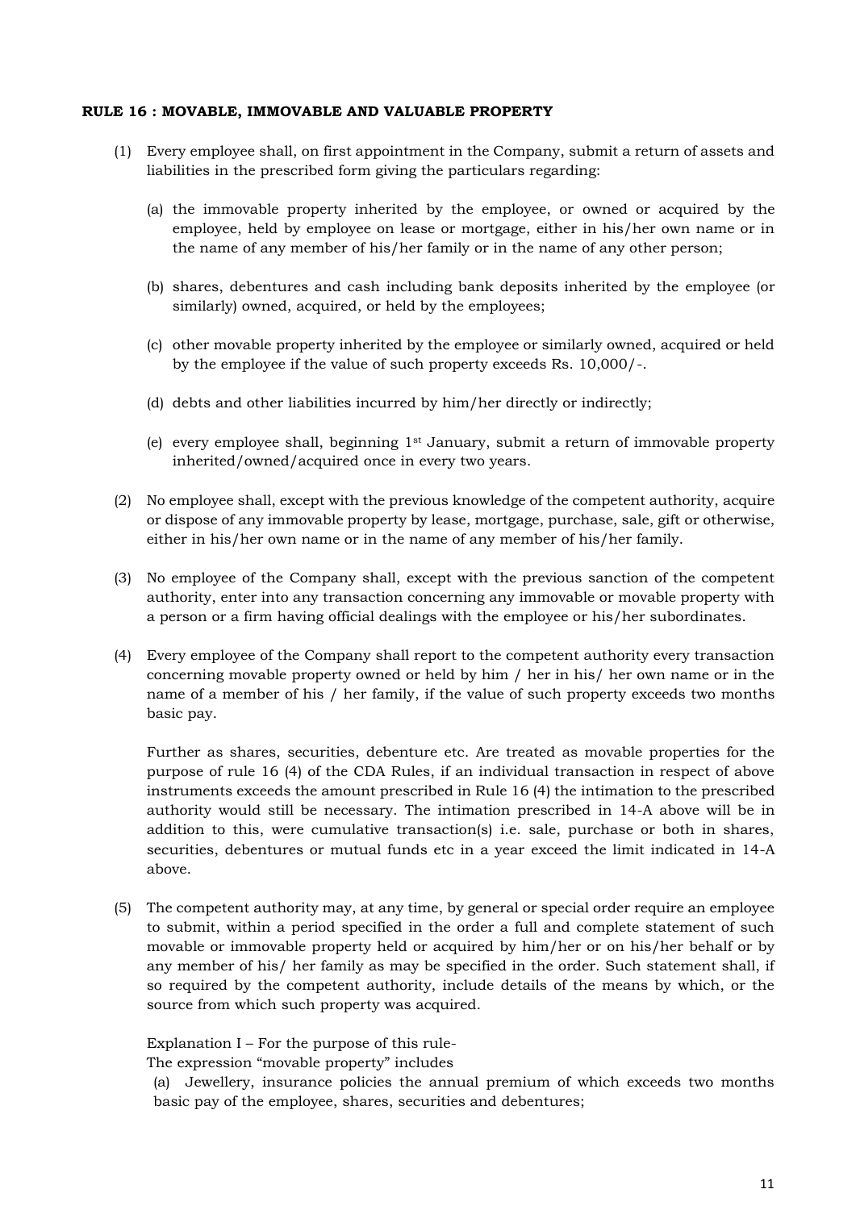**RULE 16 : MOVABLE, IMMOVABLE AND VALUABLE PROPERTY**

(1) Every employee shall, on first appointment in the Company, submit a return of assets and liabilities in the prescribed form giving the particulars regarding:

   (a) the immovable property inherited by the employee, or owned or acquired by the employee, held by employee on lease or mortgage, either in his/her own name or in the name of any member of his/her family or in the name of any other person;

   (b) shares, debentures and cash including bank deposits inherited by the employee (or similarly) owned, acquired, or held by the employees;

   (c) other movable property inherited by the employee or similarly owned, acquired or held by the employee if the value of such property exceeds Rs. 10,000/-.

   (d) debts and other liabilities incurred by him/her directly or indirectly;

   (e) every employee shall, beginning 1st January, submit a return of immovable property inherited/owned/acquired once in every two years.

(2) No employee shall, except with the previous knowledge of the competent authority, acquire or dispose of any immovable property by lease, mortgage, purchase, sale, gift or otherwise, either in his/her own name or in the name of any member of his/her family.

(3) No employee of the Company shall, except with the previous sanction of the competent authority, enter into any transaction concerning any immovable or movable property with a person or a firm having official dealings with the employee or his/her subordinates.

(4) Every employee of the Company shall report to the competent authority every transaction concerning movable property owned or held by him / her in his/ her own name or in the name of a member of his / her family, if the value of such property exceeds two months basic pay.

   Further as shares, securities, debenture etc. Are treated as movable properties for the purpose of rule 16 (4) of the CDA Rules, if an individual transaction in respect of above instruments exceeds the amount prescribed in Rule 16 (4) the intimation to the prescribed authority would still be necessary. The intimation prescribed in 14-A above will be in addition to this, were cumulative transaction(s) i.e. sale, purchase or both in shares, securities, debentures or mutual funds etc in a year exceed the limit indicated in 14-A above.

(5) The competent authority may, at any time, by general or special order require an employee to submit, within a period specified in the order a full and complete statement of such movable or immovable property held or acquired by him/her or on his/her behalf or by any member of his/ her family as may be specified in the order. Such statement shall, if so required by the competent authority, include details of the means by which, or the source from which such property was acquired.

   Explanation I – For the purpose of this rule-
   The expression "movable property" includes
   (a) Jewellery, insurance policies the annual premium of which exceeds two months basic pay of the employee, shares, securities and debentures;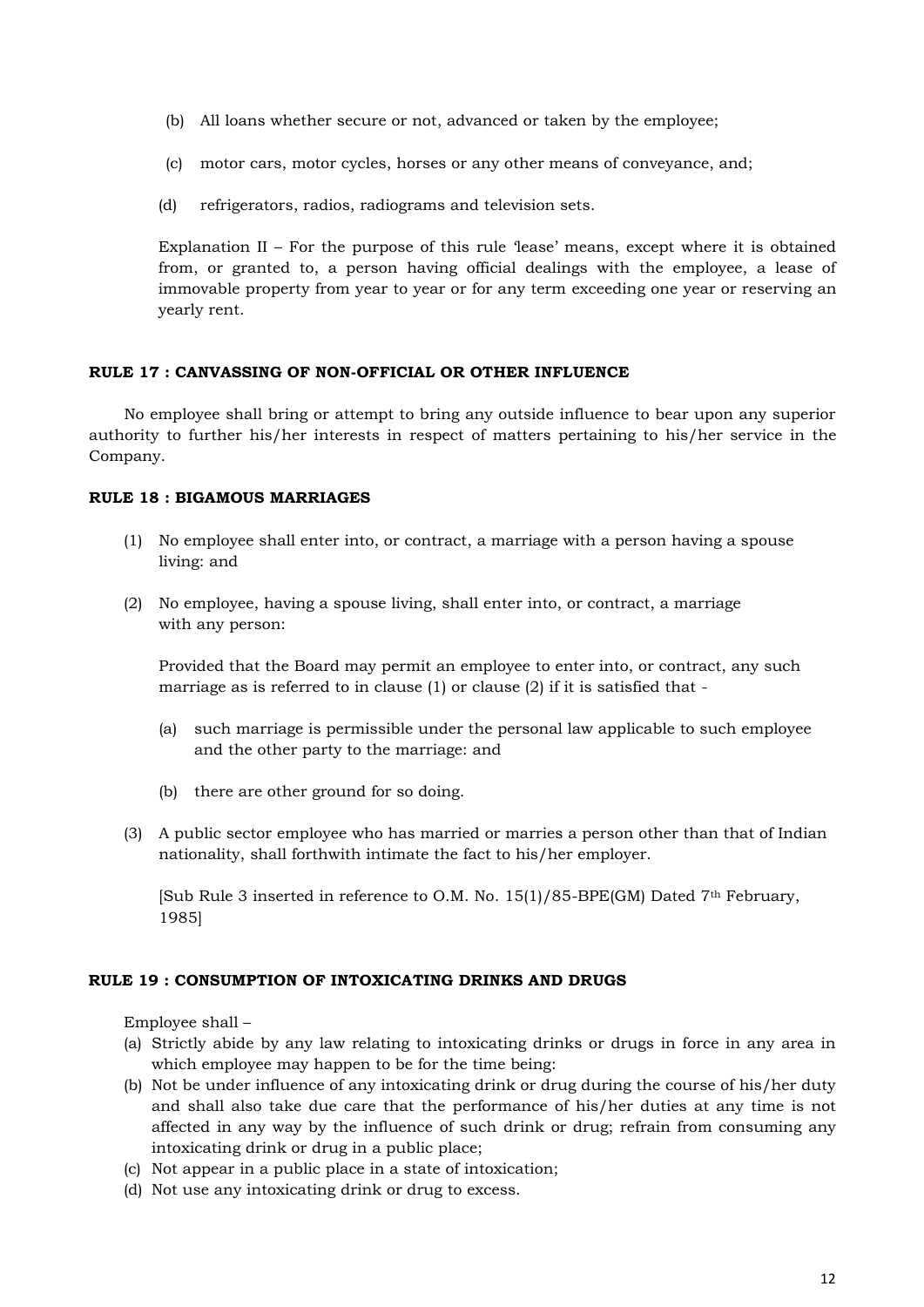(b) All loans whether secure or not, advanced or taken by the employee;

(c) motor cars, motor cycles, horses or any other means of conveyance, and;

(d) refrigerators, radios, radiograms and television sets.

Explanation II – For the purpose of this rule 'lease' means, except where it is obtained from, or granted to, a person having official dealings with the employee, a lease of immovable property from year to year or for any term exceeding one year or reserving an yearly rent.

**RULE 17 : CANVASSING OF NON-OFFICIAL OR OTHER INFLUENCE**

No employee shall bring or attempt to bring any outside influence to bear upon any superior authority to further his/her interests in respect of matters pertaining to his/her service in the Company.

**RULE 18 : BIGAMOUS MARRIAGES**

(1) No employee shall enter into, or contract, a marriage with a person having a spouse living: and

(2) No employee, having a spouse living, shall enter into, or contract, a marriage with any person:

Provided that the Board may permit an employee to enter into, or contract, any such marriage as is referred to in clause (1) or clause (2) if it is satisfied that -

(a) such marriage is permissible under the personal law applicable to such employee and the other party to the marriage: and

(b) there are other ground for so doing.

(3) A public sector employee who has married or marries a person other than that of Indian nationality, shall forthwith intimate the fact to his/her employer.

[Sub Rule 3 inserted in reference to O.M. No. 15(1)/85-BPE(GM) Dated 7th February, 1985]

**RULE 19 : CONSUMPTION OF INTOXICATING DRINKS AND DRUGS**

Employee shall –

(a) Strictly abide by any law relating to intoxicating drinks or drugs in force in any area in which employee may happen to be for the time being:
(b) Not be under influence of any intoxicating drink or drug during the course of his/her duty and shall also take due care that the performance of his/her duties at any time is not affected in any way by the influence of such drink or drug; refrain from consuming any intoxicating drink or drug in a public place;
(c) Not appear in a public place in a state of intoxication;
(d) Not use any intoxicating drink or drug to excess.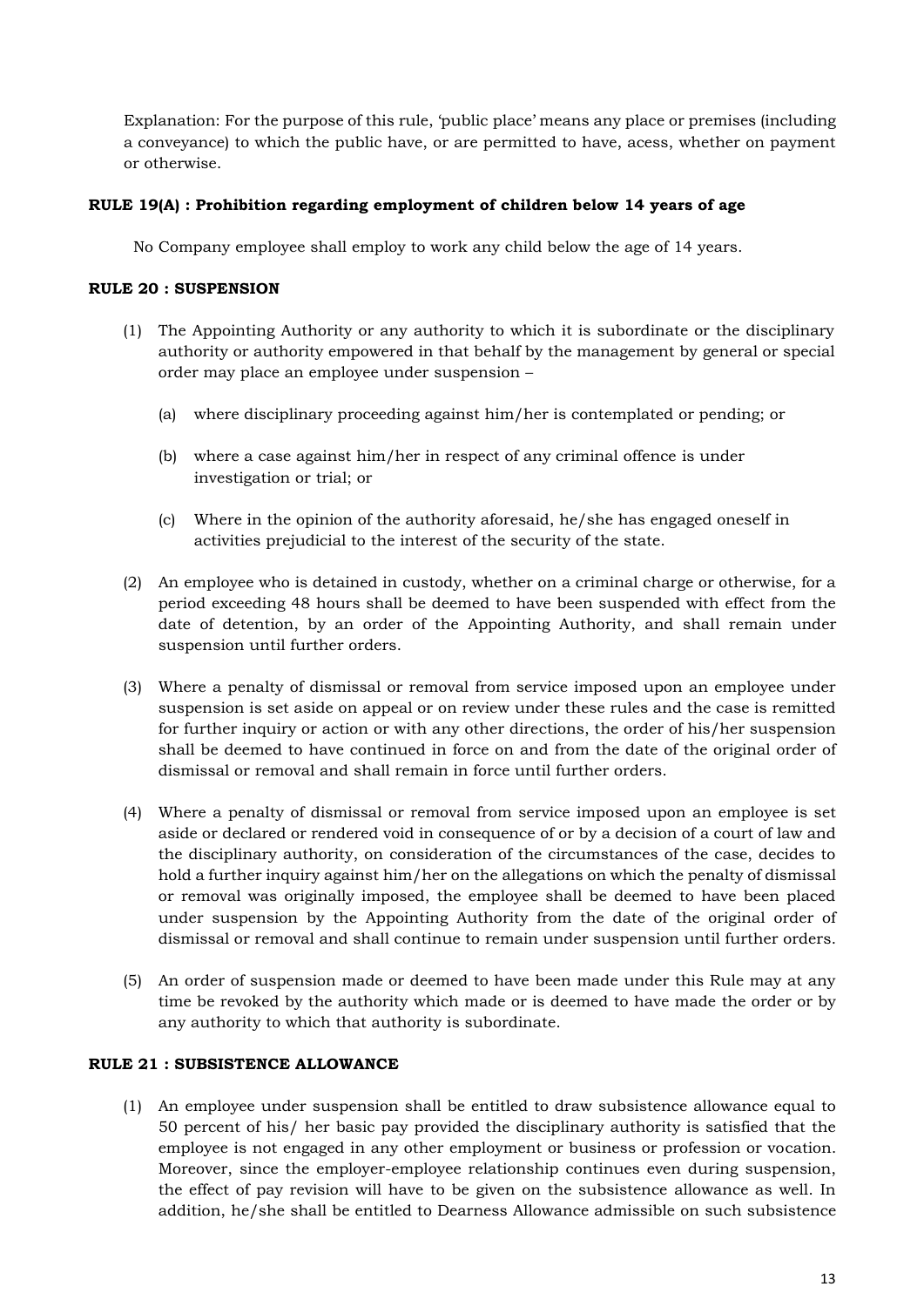Explanation: For the purpose of this rule, 'public place' means any place or premises (including a conveyance) to which the public have, or are permitted to have, acess, whether on payment or otherwise.

**RULE 19(A) : Prohibition regarding employment of children below 14 years of age**

No Company employee shall employ to work any child below the age of 14 years.

**RULE 20 : SUSPENSION**

(1) The Appointing Authority or any authority to which it is subordinate or the disciplinary authority or authority empowered in that behalf by the management by general or special order may place an employee under suspension –

   (a) where disciplinary proceeding against him/her is contemplated or pending; or

   (b) where a case against him/her in respect of any criminal offence is under investigation or trial; or

   (c) Where in the opinion of the authority aforesaid, he/she has engaged oneself in activities prejudicial to the interest of the security of the state.

(2) An employee who is detained in custody, whether on a criminal charge or otherwise, for a period exceeding 48 hours shall be deemed to have been suspended with effect from the date of detention, by an order of the Appointing Authority, and shall remain under suspension until further orders.

(3) Where a penalty of dismissal or removal from service imposed upon an employee under suspension is set aside on appeal or on review under these rules and the case is remitted for further inquiry or action or with any other directions, the order of his/her suspension shall be deemed to have continued in force on and from the date of the original order of dismissal or removal and shall remain in force until further orders.

(4) Where a penalty of dismissal or removal from service imposed upon an employee is set aside or declared or rendered void in consequence of or by a decision of a court of law and the disciplinary authority, on consideration of the circumstances of the case, decides to hold a further inquiry against him/her on the allegations on which the penalty of dismissal or removal was originally imposed, the employee shall be deemed to have been placed under suspension by the Appointing Authority from the date of the original order of dismissal or removal and shall continue to remain under suspension until further orders.

(5) An order of suspension made or deemed to have been made under this Rule may at any time be revoked by the authority which made or is deemed to have made the order or by any authority to which that authority is subordinate.

**RULE 21 : SUBSISTENCE ALLOWANCE**

(1) An employee under suspension shall be entitled to draw subsistence allowance equal to 50 percent of his/ her basic pay provided the disciplinary authority is satisfied that the employee is not engaged in any other employment or business or profession or vocation. Moreover, since the employer-employee relationship continues even during suspension, the effect of pay revision will have to be given on the subsistence allowance as well. In addition, he/she shall be entitled to Dearness Allowance admissible on such subsistence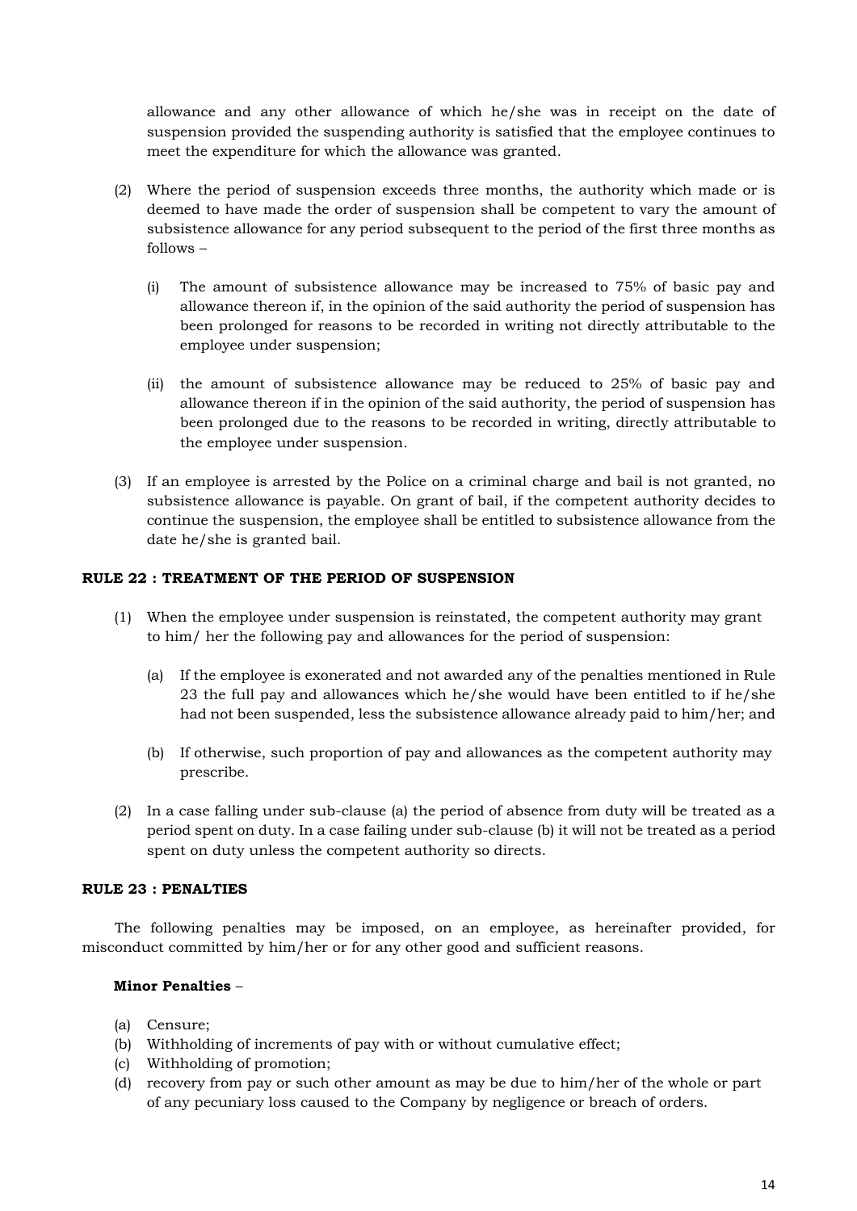allowance and any other allowance of which he/she was in receipt on the date of suspension provided the suspending authority is satisfied that the employee continues to meet the expenditure for which the allowance was granted.

(2) Where the period of suspension exceeds three months, the authority which made or is deemed to have made the order of suspension shall be competent to vary the amount of subsistence allowance for any period subsequent to the period of the first three months as follows –

   (i) The amount of subsistence allowance may be increased to 75% of basic pay and allowance thereon if, in the opinion of the said authority the period of suspension has been prolonged for reasons to be recorded in writing not directly attributable to the employee under suspension;

   (ii) the amount of subsistence allowance may be reduced to 25% of basic pay and allowance thereon if in the opinion of the said authority, the period of suspension has been prolonged due to the reasons to be recorded in writing, directly attributable to the employee under suspension.

(3) If an employee is arrested by the Police on a criminal charge and bail is not granted, no subsistence allowance is payable. On grant of bail, if the competent authority decides to continue the suspension, the employee shall be entitled to subsistence allowance from the date he/she is granted bail.

#### RULE 22 : TREATMENT OF THE PERIOD OF SUSPENSION

(1) When the employee under suspension is reinstated, the competent authority may grant to him/ her the following pay and allowances for the period of suspension:

   (a) If the employee is exonerated and not awarded any of the penalties mentioned in Rule 23 the full pay and allowances which he/she would have been entitled to if he/she had not been suspended, less the subsistence allowance already paid to him/her; and

   (b) If otherwise, such proportion of pay and allowances as the competent authority may prescribe.

(2) In a case falling under sub-clause (a) the period of absence from duty will be treated as a period spent on duty. In a case failing under sub-clause (b) it will not be treated as a period spent on duty unless the competent authority so directs.

#### RULE 23 : PENALTIES

The following penalties may be imposed, on an employee, as hereinafter provided, for misconduct committed by him/her or for any other good and sufficient reasons.

**Minor Penalties** –

(a) Censure;
(b) Withholding of increments of pay with or without cumulative effect;
(c) Withholding of promotion;
(d) recovery from pay or such other amount as may be due to him/her of the whole or part of any pecuniary loss caused to the Company by negligence or breach of orders.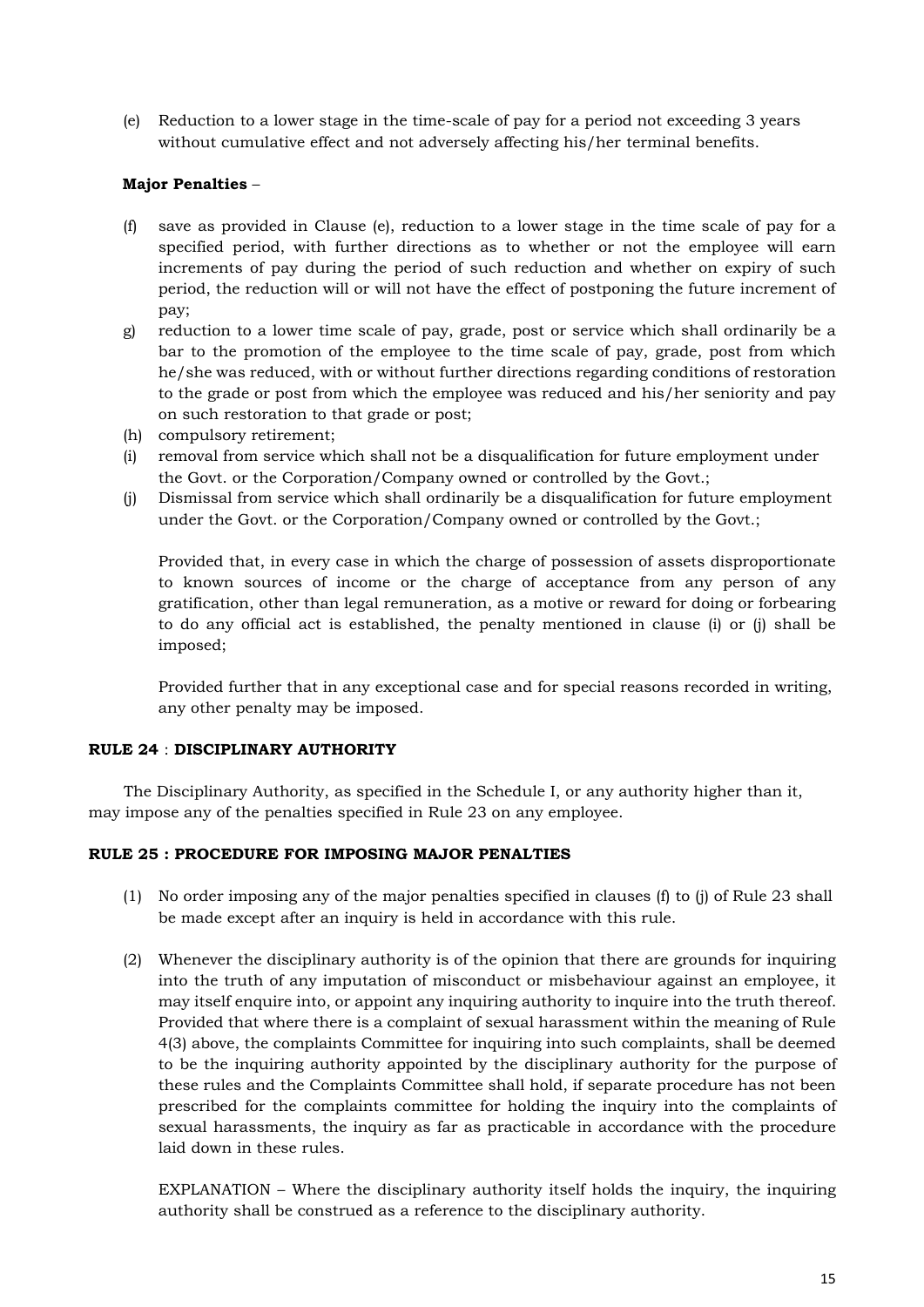(e) Reduction to a lower stage in the time-scale of pay for a period not exceeding 3 years without cumulative effect and not adversely affecting his/her terminal benefits.

**Major Penalties** –

(f) save as provided in Clause (e), reduction to a lower stage in the time scale of pay for a specified period, with further directions as to whether or not the employee will earn increments of pay during the period of such reduction and whether on expiry of such period, the reduction will or will not have the effect of postponing the future increment of pay;

g) reduction to a lower time scale of pay, grade, post or service which shall ordinarily be a bar to the promotion of the employee to the time scale of pay, grade, post from which he/she was reduced, with or without further directions regarding conditions of restoration to the grade or post from which the employee was reduced and his/her seniority and pay on such restoration to that grade or post;

(h) compulsory retirement;

(i) removal from service which shall not be a disqualification for future employment under the Govt. or the Corporation/Company owned or controlled by the Govt.;

(j) Dismissal from service which shall ordinarily be a disqualification for future employment under the Govt. or the Corporation/Company owned or controlled by the Govt.;

Provided that, in every case in which the charge of possession of assets disproportionate to known sources of income or the charge of acceptance from any person of any gratification, other than legal remuneration, as a motive or reward for doing or forbearing to do any official act is established, the penalty mentioned in clause (i) or (j) shall be imposed;

Provided further that in any exceptional case and for special reasons recorded in writing, any other penalty may be imposed.

**RULE 24** : **DISCIPLINARY AUTHORITY**

The Disciplinary Authority, as specified in the Schedule I, or any authority higher than it, may impose any of the penalties specified in Rule 23 on any employee.

**RULE 25 : PROCEDURE FOR IMPOSING MAJOR PENALTIES**

(1) No order imposing any of the major penalties specified in clauses (f) to (j) of Rule 23 shall be made except after an inquiry is held in accordance with this rule.

(2) Whenever the disciplinary authority is of the opinion that there are grounds for inquiring into the truth of any imputation of misconduct or misbehaviour against an employee, it may itself enquire into, or appoint any inquiring authority to inquire into the truth thereof. Provided that where there is a complaint of sexual harassment within the meaning of Rule 4(3) above, the complaints Committee for inquiring into such complaints, shall be deemed to be the inquiring authority appointed by the disciplinary authority for the purpose of these rules and the Complaints Committee shall hold, if separate procedure has not been prescribed for the complaints committee for holding the inquiry into the complaints of sexual harassments, the inquiry as far as practicable in accordance with the procedure laid down in these rules.

EXPLANATION – Where the disciplinary authority itself holds the inquiry, the inquiring authority shall be construed as a reference to the disciplinary authority.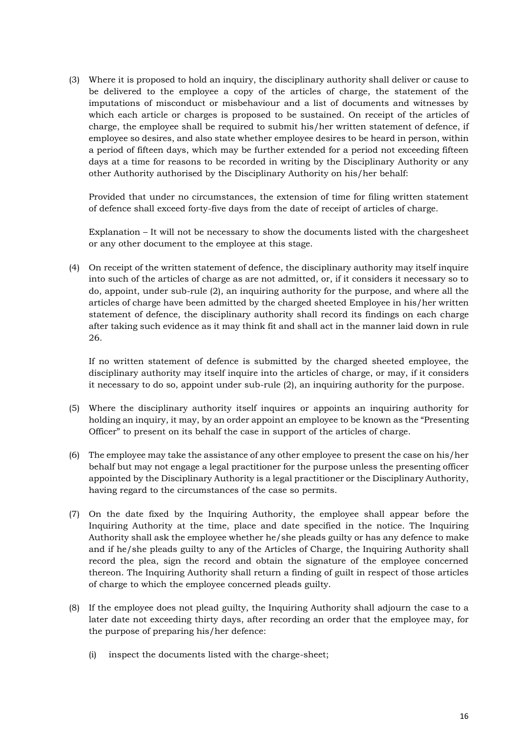(3) Where it is proposed to hold an inquiry, the disciplinary authority shall deliver or cause to be delivered to the employee a copy of the articles of charge, the statement of the imputations of misconduct or misbehaviour and a list of documents and witnesses by which each article or charges is proposed to be sustained. On receipt of the articles of charge, the employee shall be required to submit his/her written statement of defence, if employee so desires, and also state whether employee desires to be heard in person, within a period of fifteen days, which may be further extended for a period not exceeding fifteen days at a time for reasons to be recorded in writing by the Disciplinary Authority or any other Authority authorised by the Disciplinary Authority on his/her behalf:

Provided that under no circumstances, the extension of time for filing written statement of defence shall exceed forty-five days from the date of receipt of articles of charge.

Explanation – It will not be necessary to show the documents listed with the chargesheet or any other document to the employee at this stage.

(4) On receipt of the written statement of defence, the disciplinary authority may itself inquire into such of the articles of charge as are not admitted, or, if it considers it necessary so to do, appoint, under sub-rule (2), an inquiring authority for the purpose, and where all the articles of charge have been admitted by the charged sheeted Employee in his/her written statement of defence, the disciplinary authority shall record its findings on each charge after taking such evidence as it may think fit and shall act in the manner laid down in rule 26.

If no written statement of defence is submitted by the charged sheeted employee, the disciplinary authority may itself inquire into the articles of charge, or may, if it considers it necessary to do so, appoint under sub-rule (2), an inquiring authority for the purpose.

(5) Where the disciplinary authority itself inquires or appoints an inquiring authority for holding an inquiry, it may, by an order appoint an employee to be known as the "Presenting Officer" to present on its behalf the case in support of the articles of charge.

(6) The employee may take the assistance of any other employee to present the case on his/her behalf but may not engage a legal practitioner for the purpose unless the presenting officer appointed by the Disciplinary Authority is a legal practitioner or the Disciplinary Authority, having regard to the circumstances of the case so permits.

(7) On the date fixed by the Inquiring Authority, the employee shall appear before the Inquiring Authority at the time, place and date specified in the notice. The Inquiring Authority shall ask the employee whether he/she pleads guilty or has any defence to make and if he/she pleads guilty to any of the Articles of Charge, the Inquiring Authority shall record the plea, sign the record and obtain the signature of the employee concerned thereon. The Inquiring Authority shall return a finding of guilt in respect of those articles of charge to which the employee concerned pleads guilty.

(8) If the employee does not plead guilty, the Inquiring Authority shall adjourn the case to a later date not exceeding thirty days, after recording an order that the employee may, for the purpose of preparing his/her defence:

   (i) inspect the documents listed with the charge-sheet;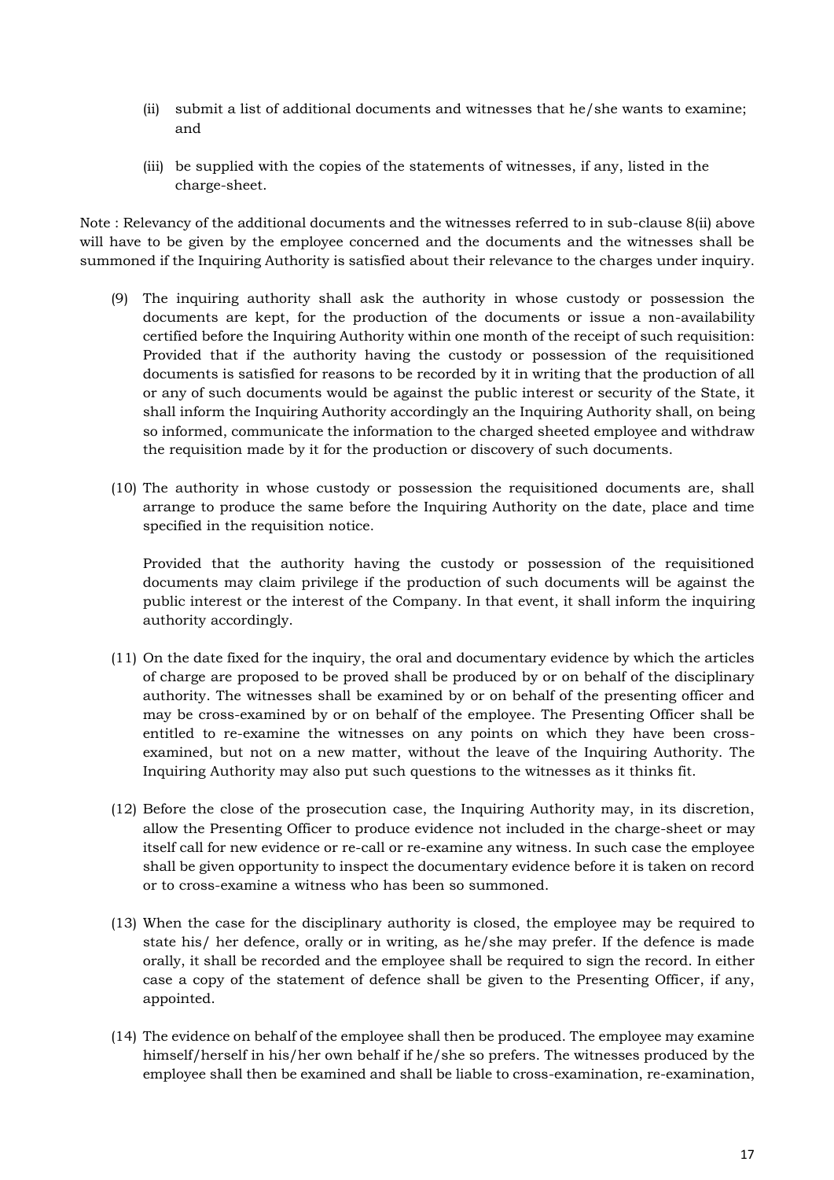(ii) submit a list of additional documents and witnesses that he/she wants to examine; and

(iii) be supplied with the copies of the statements of witnesses, if any, listed in the charge-sheet.

Note : Relevancy of the additional documents and the witnesses referred to in sub-clause 8(ii) above will have to be given by the employee concerned and the documents and the witnesses shall be summoned if the Inquiring Authority is satisfied about their relevance to the charges under inquiry.

(9) The inquiring authority shall ask the authority in whose custody or possession the documents are kept, for the production of the documents or issue a non-availability certified before the Inquiring Authority within one month of the receipt of such requisition: Provided that if the authority having the custody or possession of the requisitioned documents is satisfied for reasons to be recorded by it in writing that the production of all or any of such documents would be against the public interest or security of the State, it shall inform the Inquiring Authority accordingly an the Inquiring Authority shall, on being so informed, communicate the information to the charged sheeted employee and withdraw the requisition made by it for the production or discovery of such documents.

(10) The authority in whose custody or possession the requisitioned documents are, shall arrange to produce the same before the Inquiring Authority on the date, place and time specified in the requisition notice.

Provided that the authority having the custody or possession of the requisitioned documents may claim privilege if the production of such documents will be against the public interest or the interest of the Company. In that event, it shall inform the inquiring authority accordingly.

(11) On the date fixed for the inquiry, the oral and documentary evidence by which the articles of charge are proposed to be proved shall be produced by or on behalf of the disciplinary authority. The witnesses shall be examined by or on behalf of the presenting officer and may be cross-examined by or on behalf of the employee. The Presenting Officer shall be entitled to re-examine the witnesses on any points on which they have been cross-examined, but not on a new matter, without the leave of the Inquiring Authority. The Inquiring Authority may also put such questions to the witnesses as it thinks fit.

(12) Before the close of the prosecution case, the Inquiring Authority may, in its discretion, allow the Presenting Officer to produce evidence not included in the charge-sheet or may itself call for new evidence or re-call or re-examine any witness. In such case the employee shall be given opportunity to inspect the documentary evidence before it is taken on record or to cross-examine a witness who has been so summoned.

(13) When the case for the disciplinary authority is closed, the employee may be required to state his/ her defence, orally or in writing, as he/she may prefer. If the defence is made orally, it shall be recorded and the employee shall be required to sign the record. In either case a copy of the statement of defence shall be given to the Presenting Officer, if any, appointed.

(14) The evidence on behalf of the employee shall then be produced. The employee may examine himself/herself in his/her own behalf if he/she so prefers. The witnesses produced by the employee shall then be examined and shall be liable to cross-examination, re-examination,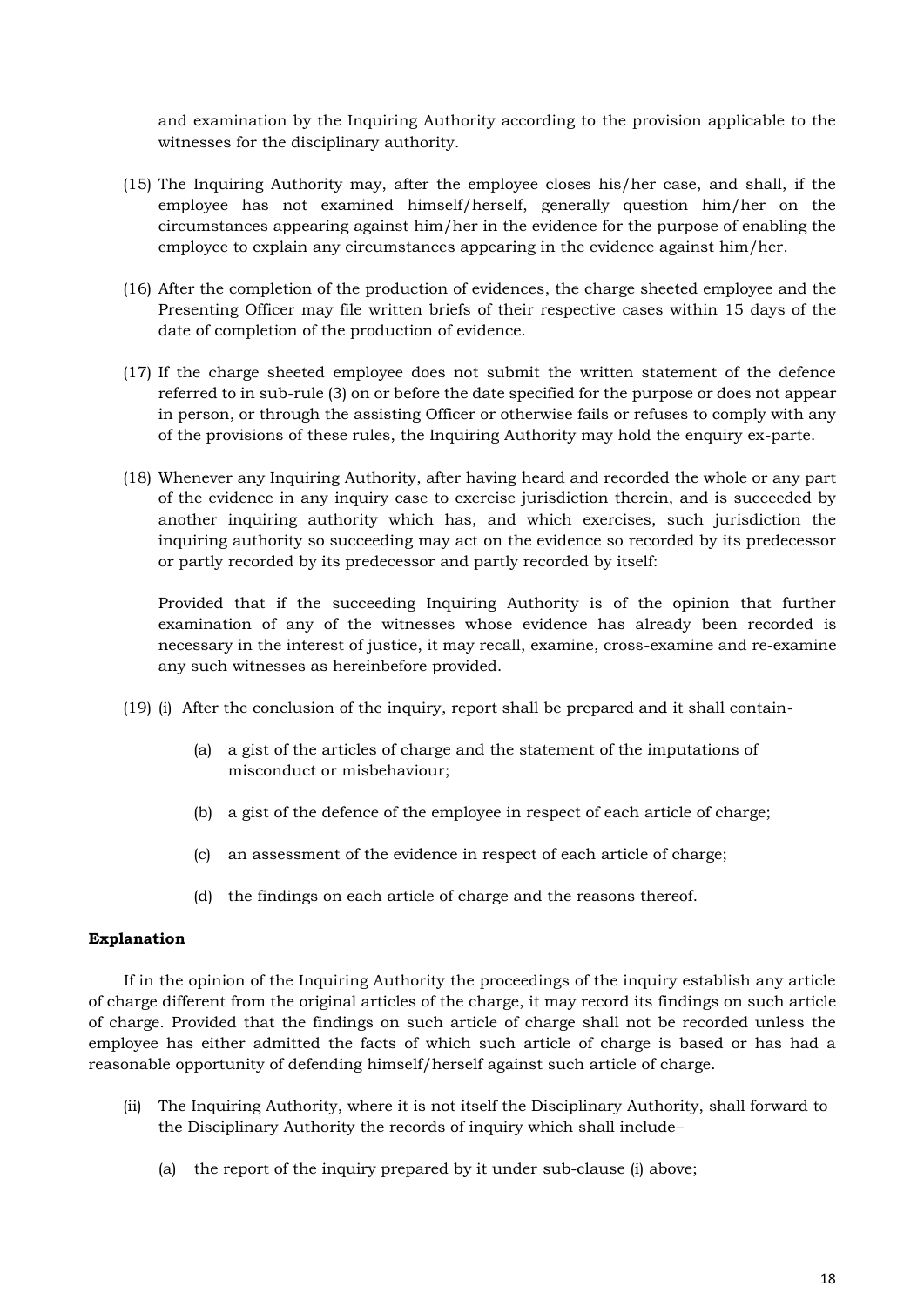and examination by the Inquiring Authority according to the provision applicable to the witnesses for the disciplinary authority.

(15) The Inquiring Authority may, after the employee closes his/her case, and shall, if the employee has not examined himself/herself, generally question him/her on the circumstances appearing against him/her in the evidence for the purpose of enabling the employee to explain any circumstances appearing in the evidence against him/her.

(16) After the completion of the production of evidences, the charge sheeted employee and the Presenting Officer may file written briefs of their respective cases within 15 days of the date of completion of the production of evidence.

(17) If the charge sheeted employee does not submit the written statement of the defence referred to in sub-rule (3) on or before the date specified for the purpose or does not appear in person, or through the assisting Officer or otherwise fails or refuses to comply with any of the provisions of these rules, the Inquiring Authority may hold the enquiry ex-parte.

(18) Whenever any Inquiring Authority, after having heard and recorded the whole or any part of the evidence in any inquiry case to exercise jurisdiction therein, and is succeeded by another inquiring authority which has, and which exercises, such jurisdiction the inquiring authority so succeeding may act on the evidence so recorded by its predecessor or partly recorded by its predecessor and partly recorded by itself:

Provided that if the succeeding Inquiring Authority is of the opinion that further examination of any of the witnesses whose evidence has already been recorded is necessary in the interest of justice, it may recall, examine, cross-examine and re-examine any such witnesses as hereinbefore provided.

(19) (i) After the conclusion of the inquiry, report shall be prepared and it shall contain-

(a) a gist of the articles of charge and the statement of the imputations of misconduct or misbehaviour;

(b) a gist of the defence of the employee in respect of each article of charge;

(c) an assessment of the evidence in respect of each article of charge;

(d) the findings on each article of charge and the reasons thereof.

**Explanation**

If in the opinion of the Inquiring Authority the proceedings of the inquiry establish any article of charge different from the original articles of the charge, it may record its findings on such article of charge. Provided that the findings on such article of charge shall not be recorded unless the employee has either admitted the facts of which such article of charge is based or has had a reasonable opportunity of defending himself/herself against such article of charge.

(ii) The Inquiring Authority, where it is not itself the Disciplinary Authority, shall forward to the Disciplinary Authority the records of inquiry which shall include–

(a) the report of the inquiry prepared by it under sub-clause (i) above;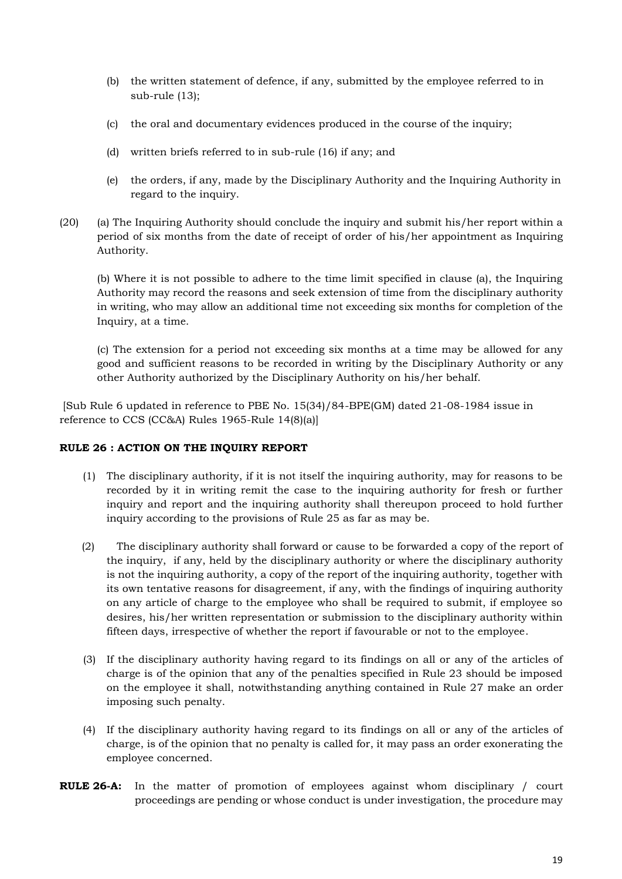(b) the written statement of defence, if any, submitted by the employee referred to in sub-rule (13);

(c) the oral and documentary evidences produced in the course of the inquiry;

(d) written briefs referred to in sub-rule (16) if any; and

(e) the orders, if any, made by the Disciplinary Authority and the Inquiring Authority in regard to the inquiry.

(20) (a) The Inquiring Authority should conclude the inquiry and submit his/her report within a period of six months from the date of receipt of order of his/her appointment as Inquiring Authority.

(b) Where it is not possible to adhere to the time limit specified in clause (a), the Inquiring Authority may record the reasons and seek extension of time from the disciplinary authority in writing, who may allow an additional time not exceeding six months for completion of the Inquiry, at a time.

(c) The extension for a period not exceeding six months at a time may be allowed for any good and sufficient reasons to be recorded in writing by the Disciplinary Authority or any other Authority authorized by the Disciplinary Authority on his/her behalf.

[Sub Rule 6 updated in reference to PBE No. 15(34)/84-BPE(GM) dated 21-08-1984 issue in reference to CCS (CC&A) Rules 1965-Rule 14(8)(a)]

**RULE 26 : ACTION ON THE INQUIRY REPORT**

(1) The disciplinary authority, if it is not itself the inquiring authority, may for reasons to be recorded by it in writing remit the case to the inquiring authority for fresh or further inquiry and report and the inquiring authority shall thereupon proceed to hold further inquiry according to the provisions of Rule 25 as far as may be.

(2) The disciplinary authority shall forward or cause to be forwarded a copy of the report of the inquiry, if any, held by the disciplinary authority or where the disciplinary authority is not the inquiring authority, a copy of the report of the inquiring authority, together with its own tentative reasons for disagreement, if any, with the findings of inquiring authority on any article of charge to the employee who shall be required to submit, if employee so desires, his/her written representation or submission to the disciplinary authority within fifteen days, irrespective of whether the report if favourable or not to the employee.

(3) If the disciplinary authority having regard to its findings on all or any of the articles of charge is of the opinion that any of the penalties specified in Rule 23 should be imposed on the employee it shall, notwithstanding anything contained in Rule 27 make an order imposing such penalty.

(4) If the disciplinary authority having regard to its findings on all or any of the articles of charge, is of the opinion that no penalty is called for, it may pass an order exonerating the employee concerned.

**RULE 26-A:** In the matter of promotion of employees against whom disciplinary / court proceedings are pending or whose conduct is under investigation, the procedure may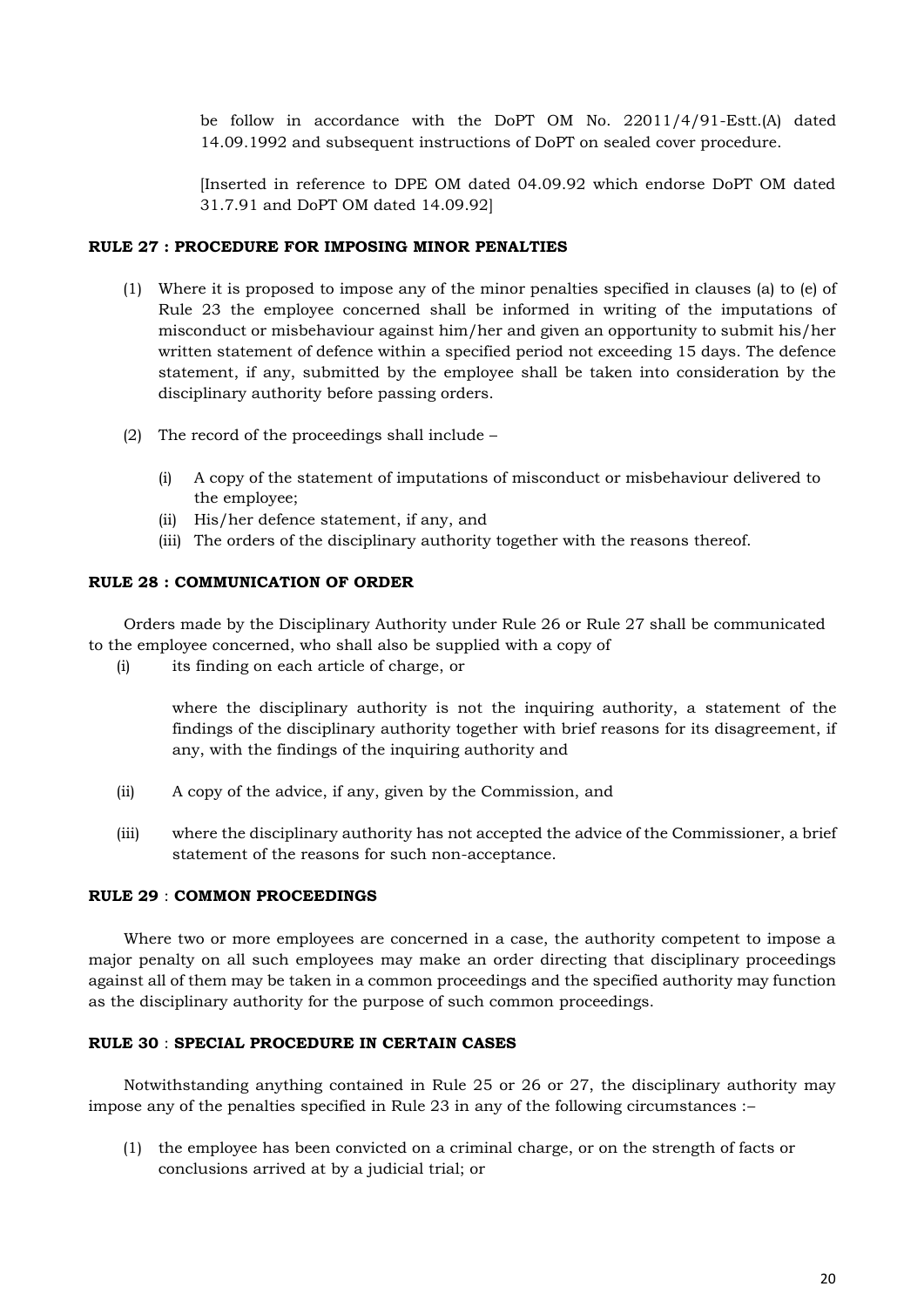be follow in accordance with the DoPT OM No. 22011/4/91-Estt.(A) dated 14.09.1992 and subsequent instructions of DoPT on sealed cover procedure.

[Inserted in reference to DPE OM dated 04.09.92 which endorse DoPT OM dated 31.7.91 and DoPT OM dated 14.09.92]

**RULE 27 : PROCEDURE FOR IMPOSING MINOR PENALTIES**

(1) Where it is proposed to impose any of the minor penalties specified in clauses (a) to (e) of Rule 23 the employee concerned shall be informed in writing of the imputations of misconduct or misbehaviour against him/her and given an opportunity to submit his/her written statement of defence within a specified period not exceeding 15 days. The defence statement, if any, submitted by the employee shall be taken into consideration by the disciplinary authority before passing orders.

(2) The record of the proceedings shall include –

   (i) A copy of the statement of imputations of misconduct or misbehaviour delivered to the employee;
   (ii) His/her defence statement, if any, and
   (iii) The orders of the disciplinary authority together with the reasons thereof.

**RULE 28 : COMMUNICATION OF ORDER**

Orders made by the Disciplinary Authority under Rule 26 or Rule 27 shall be communicated to the employee concerned, who shall also be supplied with a copy of

(i) its finding on each article of charge, or

   where the disciplinary authority is not the inquiring authority, a statement of the findings of the disciplinary authority together with brief reasons for its disagreement, if any, with the findings of the inquiring authority and

(ii) A copy of the advice, if any, given by the Commission, and

(iii) where the disciplinary authority has not accepted the advice of the Commissioner, a brief statement of the reasons for such non-acceptance.

**RULE 29 : COMMON PROCEEDINGS**

Where two or more employees are concerned in a case, the authority competent to impose a major penalty on all such employees may make an order directing that disciplinary proceedings against all of them may be taken in a common proceedings and the specified authority may function as the disciplinary authority for the purpose of such common proceedings.

**RULE 30 : SPECIAL PROCEDURE IN CERTAIN CASES**

Notwithstanding anything contained in Rule 25 or 26 or 27, the disciplinary authority may impose any of the penalties specified in Rule 23 in any of the following circumstances :–

(1) the employee has been convicted on a criminal charge, or on the strength of facts or conclusions arrived at by a judicial trial; or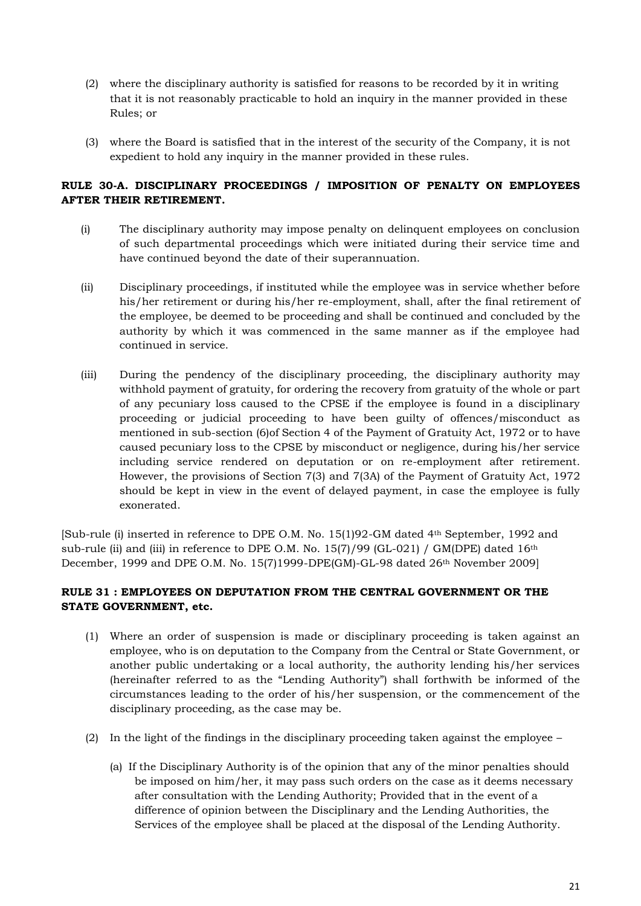(2) where the disciplinary authority is satisfied for reasons to be recorded by it in writing that it is not reasonably practicable to hold an inquiry in the manner provided in these Rules; or

(3) where the Board is satisfied that in the interest of the security of the Company, it is not expedient to hold any inquiry in the manner provided in these rules.

**RULE 30-A. DISCIPLINARY PROCEEDINGS / IMPOSITION OF PENALTY ON EMPLOYEES AFTER THEIR RETIREMENT.**

(i) The disciplinary authority may impose penalty on delinquent employees on conclusion of such departmental proceedings which were initiated during their service time and have continued beyond the date of their superannuation.

(ii) Disciplinary proceedings, if instituted while the employee was in service whether before his/her retirement or during his/her re-employment, shall, after the final retirement of the employee, be deemed to be proceeding and shall be continued and concluded by the authority by which it was commenced in the same manner as if the employee had continued in service.

(iii) During the pendency of the disciplinary proceeding, the disciplinary authority may withhold payment of gratuity, for ordering the recovery from gratuity of the whole or part of any pecuniary loss caused to the CPSE if the employee is found in a disciplinary proceeding or judicial proceeding to have been guilty of offences/misconduct as mentioned in sub-section (6)of Section 4 of the Payment of Gratuity Act, 1972 or to have caused pecuniary loss to the CPSE by misconduct or negligence, during his/her service including service rendered on deputation or on re-employment after retirement. However, the provisions of Section 7(3) and 7(3A) of the Payment of Gratuity Act, 1972 should be kept in view in the event of delayed payment, in case the employee is fully exonerated.

[Sub-rule (i) inserted in reference to DPE O.M. No. 15(1)92-GM dated 4th September, 1992 and sub-rule (ii) and (iii) in reference to DPE O.M. No. 15(7)/99 (GL-021) / GM(DPE) dated 16th December, 1999 and DPE O.M. No. 15(7)1999-DPE(GM)-GL-98 dated 26th November 2009]

**RULE 31 : EMPLOYEES ON DEPUTATION FROM THE CENTRAL GOVERNMENT OR THE STATE GOVERNMENT, etc.**

(1) Where an order of suspension is made or disciplinary proceeding is taken against an employee, who is on deputation to the Company from the Central or State Government, or another public undertaking or a local authority, the authority lending his/her services (hereinafter referred to as the "Lending Authority") shall forthwith be informed of the circumstances leading to the order of his/her suspension, or the commencement of the disciplinary proceeding, as the case may be.

(2) In the light of the findings in the disciplinary proceeding taken against the employee –

(a) If the Disciplinary Authority is of the opinion that any of the minor penalties should be imposed on him/her, it may pass such orders on the case as it deems necessary after consultation with the Lending Authority; Provided that in the event of a difference of opinion between the Disciplinary and the Lending Authorities, the Services of the employee shall be placed at the disposal of the Lending Authority.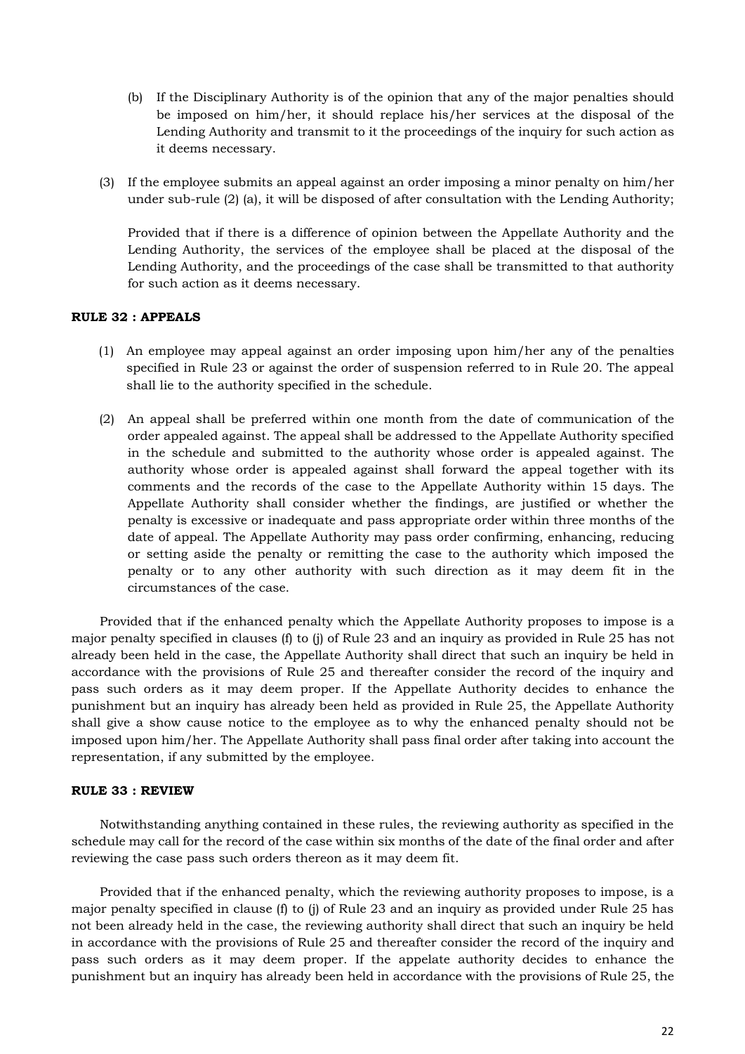(b) If the Disciplinary Authority is of the opinion that any of the major penalties should be imposed on him/her, it should replace his/her services at the disposal of the Lending Authority and transmit to it the proceedings of the inquiry for such action as it deems necessary.

(3) If the employee submits an appeal against an order imposing a minor penalty on him/her under sub-rule (2) (a), it will be disposed of after consultation with the Lending Authority;

Provided that if there is a difference of opinion between the Appellate Authority and the Lending Authority, the services of the employee shall be placed at the disposal of the Lending Authority, and the proceedings of the case shall be transmitted to that authority for such action as it deems necessary.

**RULE 32 : APPEALS**

(1) An employee may appeal against an order imposing upon him/her any of the penalties specified in Rule 23 or against the order of suspension referred to in Rule 20. The appeal shall lie to the authority specified in the schedule.

(2) An appeal shall be preferred within one month from the date of communication of the order appealed against. The appeal shall be addressed to the Appellate Authority specified in the schedule and submitted to the authority whose order is appealed against. The authority whose order is appealed against shall forward the appeal together with its comments and the records of the case to the Appellate Authority within 15 days. The Appellate Authority shall consider whether the findings, are justified or whether the penalty is excessive or inadequate and pass appropriate order within three months of the date of appeal. The Appellate Authority may pass order confirming, enhancing, reducing or setting aside the penalty or remitting the case to the authority which imposed the penalty or to any other authority with such direction as it may deem fit in the circumstances of the case.

Provided that if the enhanced penalty which the Appellate Authority proposes to impose is a major penalty specified in clauses (f) to (j) of Rule 23 and an inquiry as provided in Rule 25 has not already been held in the case, the Appellate Authority shall direct that such an inquiry be held in accordance with the provisions of Rule 25 and thereafter consider the record of the inquiry and pass such orders as it may deem proper. If the Appellate Authority decides to enhance the punishment but an inquiry has already been held as provided in Rule 25, the Appellate Authority shall give a show cause notice to the employee as to why the enhanced penalty should not be imposed upon him/her. The Appellate Authority shall pass final order after taking into account the representation, if any submitted by the employee.

**RULE 33 : REVIEW**

Notwithstanding anything contained in these rules, the reviewing authority as specified in the schedule may call for the record of the case within six months of the date of the final order and after reviewing the case pass such orders thereon as it may deem fit.

Provided that if the enhanced penalty, which the reviewing authority proposes to impose, is a major penalty specified in clause (f) to (j) of Rule 23 and an inquiry as provided under Rule 25 has not been already held in the case, the reviewing authority shall direct that such an inquiry be held in accordance with the provisions of Rule 25 and thereafter consider the record of the inquiry and pass such orders as it may deem proper. If the appelate authority decides to enhance the punishment but an inquiry has already been held in accordance with the provisions of Rule 25, the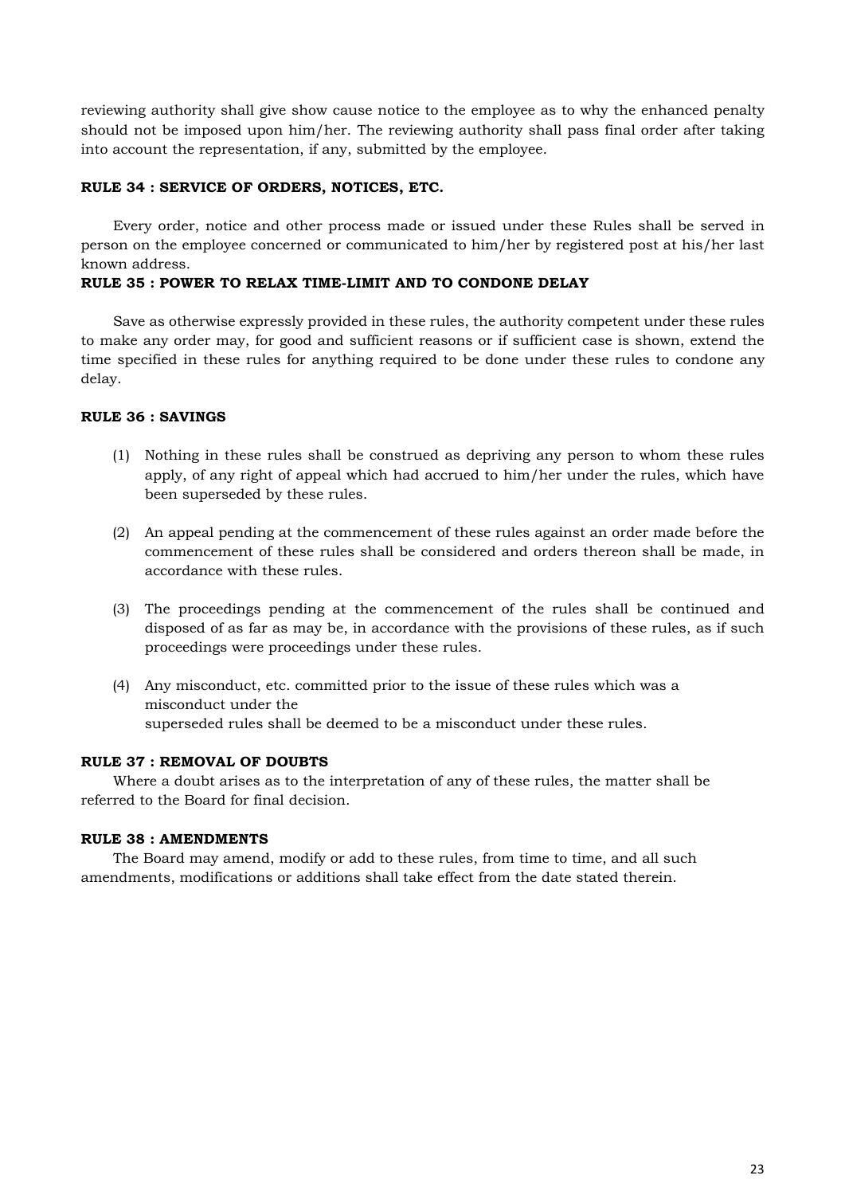reviewing authority shall give show cause notice to the employee as to why the enhanced penalty should not be imposed upon him/her. The reviewing authority shall pass final order after taking into account the representation, if any, submitted by the employee.

**RULE 34 : SERVICE OF ORDERS, NOTICES, ETC.**

Every order, notice and other process made or issued under these Rules shall be served in person on the employee concerned or communicated to him/her by registered post at his/her last known address.

**RULE 35 : POWER TO RELAX TIME-LIMIT AND TO CONDONE DELAY**

Save as otherwise expressly provided in these rules, the authority competent under these rules to make any order may, for good and sufficient reasons or if sufficient case is shown, extend the time specified in these rules for anything required to be done under these rules to condone any delay.

**RULE 36 : SAVINGS**

(1) Nothing in these rules shall be construed as depriving any person to whom these rules apply, of any right of appeal which had accrued to him/her under the rules, which have been superseded by these rules.

(2) An appeal pending at the commencement of these rules against an order made before the commencement of these rules shall be considered and orders thereon shall be made, in accordance with these rules.

(3) The proceedings pending at the commencement of the rules shall be continued and disposed of as far as may be, in accordance with the provisions of these rules, as if such proceedings were proceedings under these rules.

(4) Any misconduct, etc. committed prior to the issue of these rules which was a misconduct under the superseded rules shall be deemed to be a misconduct under these rules.

**RULE 37 : REMOVAL OF DOUBTS**

Where a doubt arises as to the interpretation of any of these rules, the matter shall be referred to the Board for final decision.

**RULE 38 : AMENDMENTS**

The Board may amend, modify or add to these rules, from time to time, and all such amendments, modifications or additions shall take effect from the date stated therein.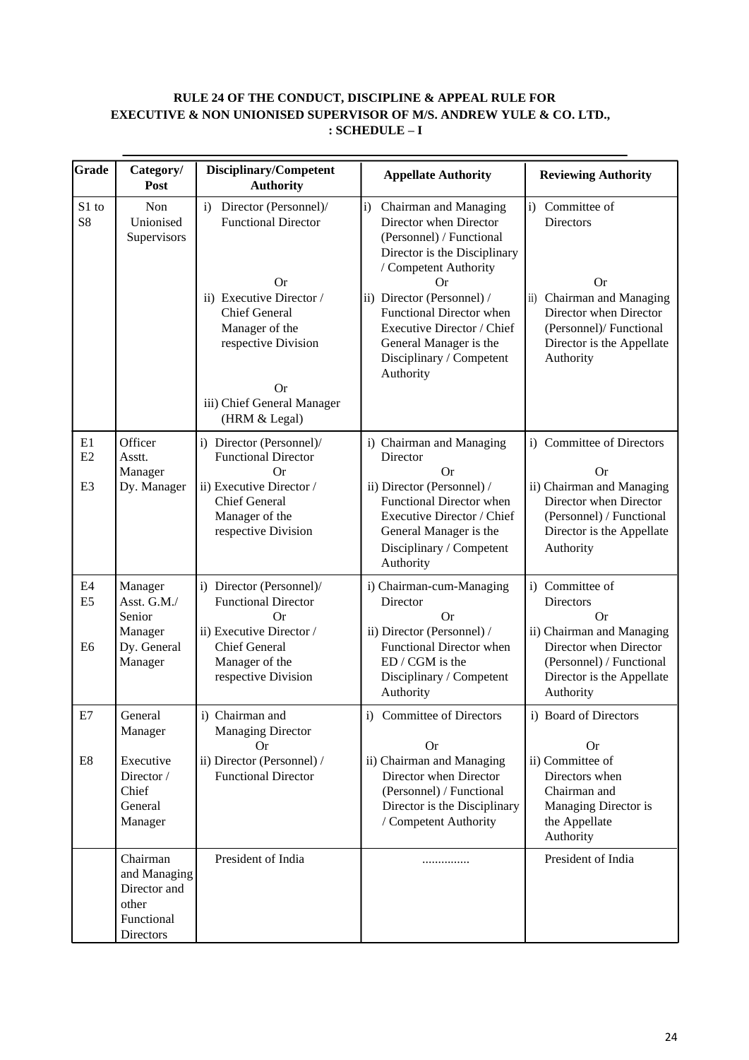**RULE 24 OF THE CONDUCT, DISCIPLINE & APPEAL RULE FOR EXECUTIVE & NON UNIONISED SUPERVISOR OF M/S. ANDREW YULE & CO. LTD., : SCHEDULE – I**

| Grade | Category/ Post | Disciplinary/Competent Authority | Appellate Authority | Reviewing Authority |
|---|---|---|---|---|
| S1 to S8 | Non Unionised Supervisors | i) Director (Personnel)/ Functional Director<br>Or<br>ii) Executive Director / Chief General Manager of the respective Division<br>Or<br>iii) Chief General Manager (HRM & Legal) | i) Chairman and Managing Director when Director (Personnel) / Functional Director is the Disciplinary / Competent Authority<br>Or<br>ii) Director (Personnel) / Functional Director when Executive Director / Chief General Manager is the Disciplinary / Competent Authority | i) Committee of Directors<br>Or<br>ii) Chairman and Managing Director when Director (Personnel)/ Functional Director is the Appellate Authority |
| E1<br>E2<br>E3 | Officer<br>Asstt. Manager<br>Dy. Manager | i) Director (Personnel)/ Functional Director<br>Or<br>ii) Executive Director / Chief General Manager of the respective Division | i) Chairman and Managing Director<br>Or<br>ii) Director (Personnel) / Functional Director when Executive Director / Chief General Manager is the Disciplinary / Competent Authority | i) Committee of Directors<br>Or<br>ii) Chairman and Managing Director when Director (Personnel) / Functional Director is the Appellate Authority |
| E4<br>E5<br>E6 | Manager<br>Asst. G.M./ Senior Manager<br>Dy. General Manager | i) Director (Personnel)/ Functional Director<br>Or<br>ii) Executive Director / Chief General Manager of the respective Division | i) Chairman-cum-Managing Director<br>Or<br>ii) Director (Personnel) / Functional Director when ED / CGM is the Disciplinary / Competent Authority | i) Committee of Directors<br>Or<br>ii) Chairman and Managing Director when Director (Personnel) / Functional Director is the Appellate Authority |
| E7<br>E8 | General Manager<br>Executive Director / Chief General Manager | i) Chairman and Managing Director<br>Or<br>ii) Director (Personnel) / Functional Director | i) Committee of Directors<br>Or<br>ii) Chairman and Managing Director when Director (Personnel) / Functional Director is the Disciplinary / Competent Authority | i) Board of Directors<br>Or<br>ii) Committee of Directors when Chairman and Managing Director is the Appellate Authority |
| | Chairman and Managing Director and other Functional Directors | President of India | .............. | President of India |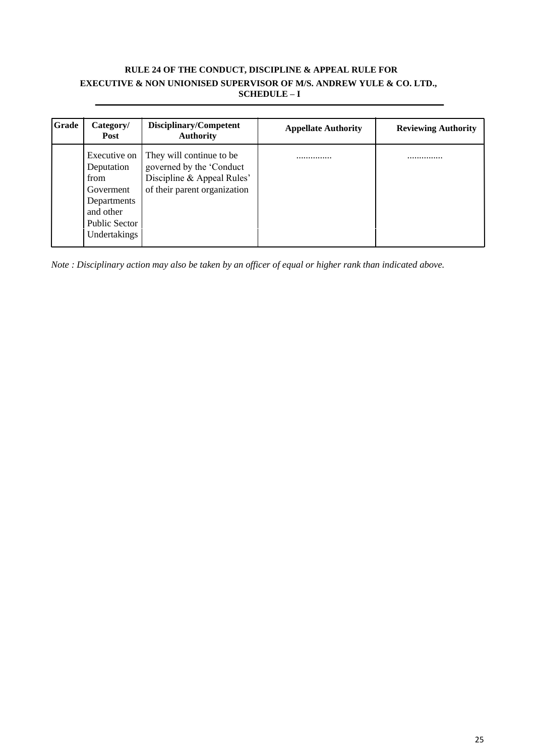**RULE 24 OF THE CONDUCT, DISCIPLINE & APPEAL RULE FOR EXECUTIVE & NON UNIONISED SUPERVISOR OF M/S. ANDREW YULE & CO. LTD., SCHEDULE – I**

| Grade | Category/ Post | Disciplinary/Competent Authority | Appellate Authority | Reviewing Authority |
|---|---|---|---|---|
| | Executive on Deputation from Goverment Departments and other Public Sector Undertakings | They will continue to be governed by the 'Conduct Discipline & Appeal Rules' of their parent organization | .............. | .............. |

*Note : Disciplinary action may also be taken by an officer of equal or higher rank than indicated above.*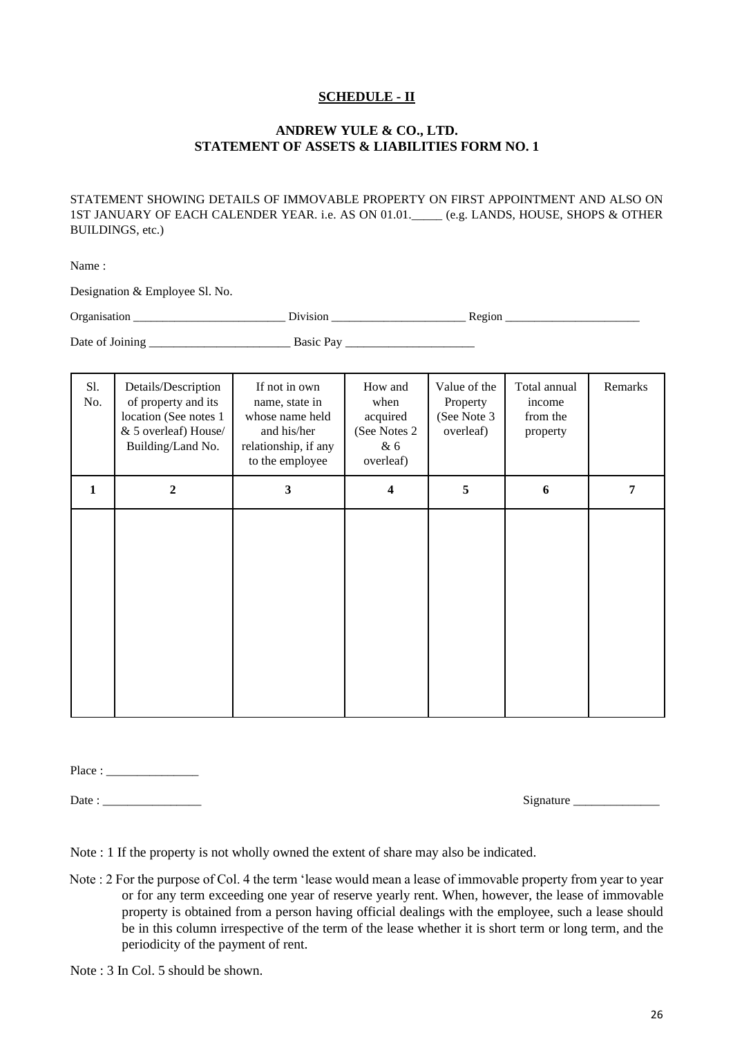## SCHEDULE - II

### ANDREW YULE & CO., LTD.
### STATEMENT OF ASSETS & LIABILITIES FORM NO. 1

STATEMENT SHOWING DETAILS OF IMMOVABLE PROPERTY ON FIRST APPOINTMENT AND ALSO ON 1ST JANUARY OF EACH CALENDER YEAR. i.e. AS ON 01.01._____ (e.g. LANDS, HOUSE, SHOPS & OTHER BUILDINGS, etc.)

Name :

Designation & Employee Sl. No.

Organisation __________________________ Division _______________________ Region _______________________

Date of Joining _______________________ Basic Pay _____________________

| Sl. No. | Details/Description of property and its location (See notes 1 & 5 overleaf) House/ Building/Land No. | If not in own name, state in whose name held and his/her relationship, if any to the employee | How and when acquired (See Notes 2 & 6 overleaf) | Value of the Property (See Note 3 overleaf) | Total annual income from the property | Remarks |
|---|---|---|---|---|---|---|
| **1** | **2** | **3** | **4** | **5** | **6** | **7** |
| | | | | | | |

Place : _______________

Date : ________________

Signature ______________

Note : 1 If the property is not wholly owned the extent of share may also be indicated.

Note : 2 For the purpose of Col. 4 the term ‘lease would mean a lease of immovable property from year to year or for any term exceeding one year of reserve yearly rent. When, however, the lease of immovable property is obtained from a person having official dealings with the employee, such a lease should be in this column irrespective of the term of the lease whether it is short term or long term, and the periodicity of the payment of rent.

Note : 3 In Col. 5 should be shown.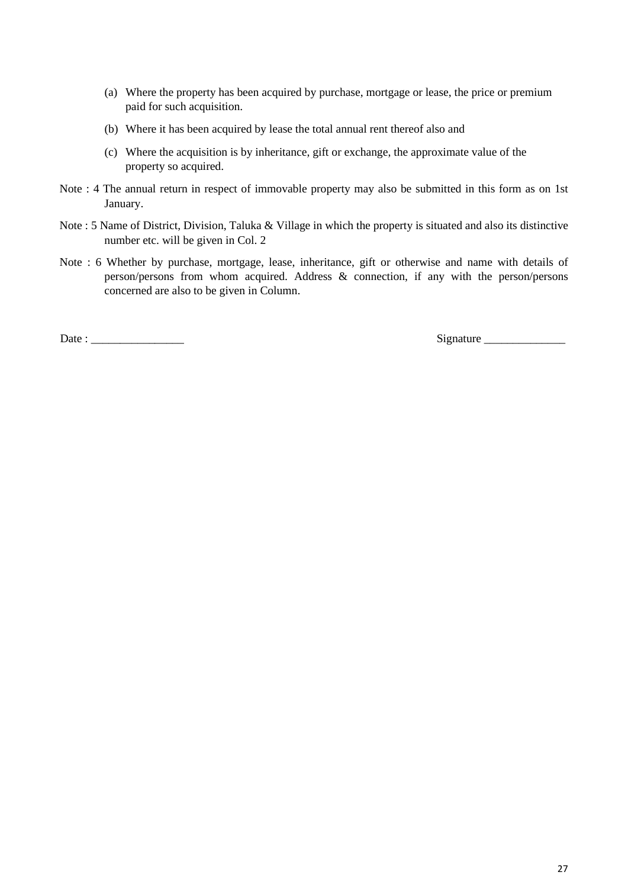(a) Where the property has been acquired by purchase, mortgage or lease, the price or premium paid for such acquisition.

(b) Where it has been acquired by lease the total annual rent thereof also and

(c) Where the acquisition is by inheritance, gift or exchange, the approximate value of the property so acquired.

Note : 4 The annual return in respect of immovable property may also be submitted in this form as on 1st January.

Note : 5 Name of District, Division, Taluka & Village in which the property is situated and also its distinctive number etc. will be given in Col. 2

Note : 6 Whether by purchase, mortgage, lease, inheritance, gift or otherwise and name with details of person/persons from whom acquired. Address & connection, if any with the person/persons concerned are also to be given in Column.

Date : ________________ Signature ______________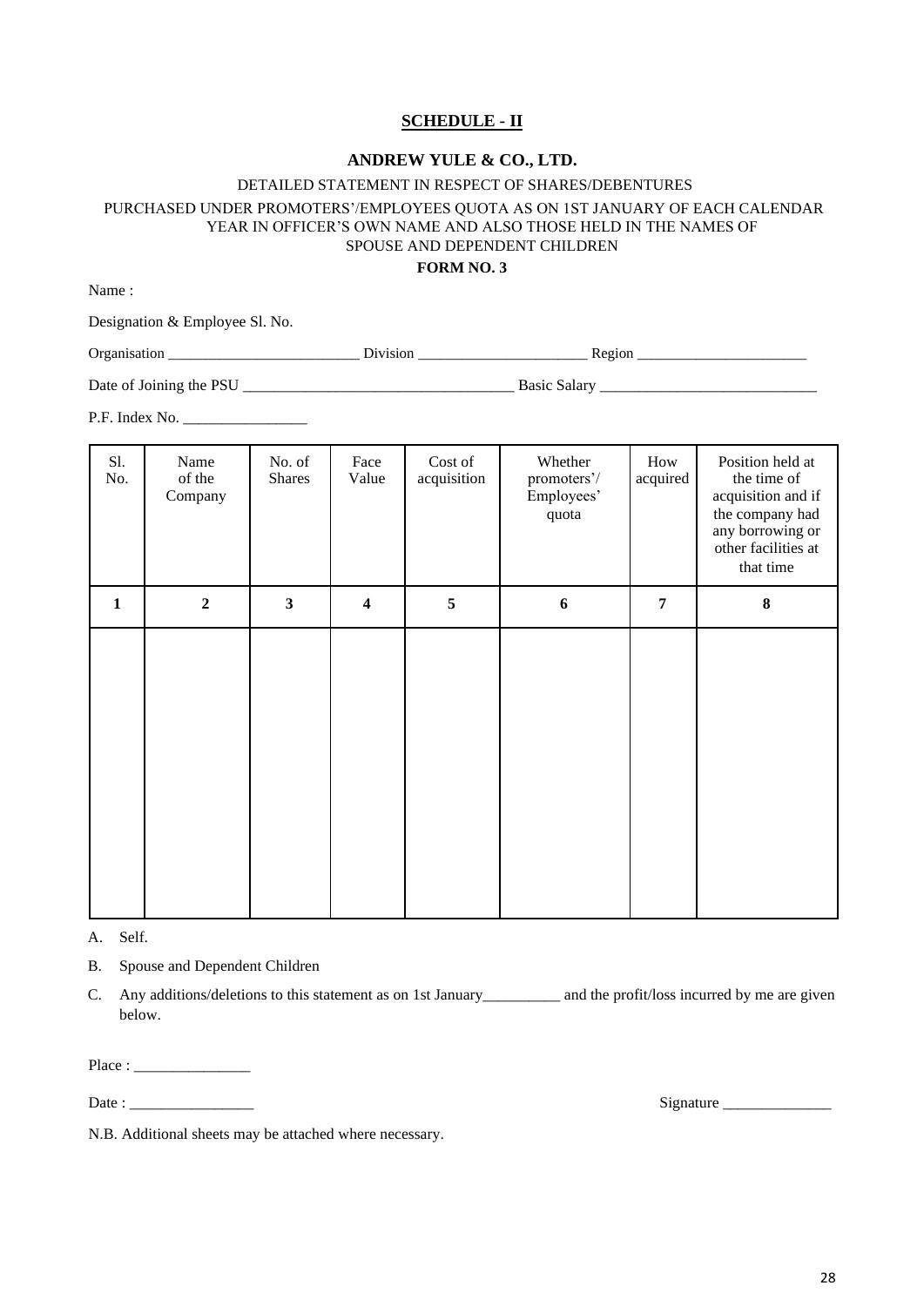## SCHEDULE - II

**ANDREW YULE & CO., LTD.**

DETAILED STATEMENT IN RESPECT OF SHARES/DEBENTURES

PURCHASED UNDER PROMOTERS'/EMPLOYEES QUOTA AS ON 1ST JANUARY OF EACH CALENDAR YEAR IN OFFICER'S OWN NAME AND ALSO THOSE HELD IN THE NAMES OF SPOUSE AND DEPENDENT CHILDREN

**FORM NO. 3**

Name :

Designation & Employee Sl. No.

Organisation __________________________ Division _______________________ Region _______________________

Date of Joining the PSU ____________________________________ Basic Salary ____________________________

P.F. Index No. ________________

| Sl. No. | Name of the Company | No. of Shares | Face Value | Cost of acquisition | Whether promoters'/ Employees' quota | How acquired | Position held at the time of acquisition and if the company had any borrowing or other facilities at that time |
|---|---|---|---|---|---|---|---|
| **1** | **2** | **3** | **4** | **5** | **6** | **7** | **8** |
| | | | | | | | |

A. Self.

B. Spouse and Dependent Children

C. Any additions/deletions to this statement as on 1st January__________ and the profit/loss incurred by me are given below.

Place : _______________

Date : ________________

Signature ______________

N.B. Additional sheets may be attached where necessary.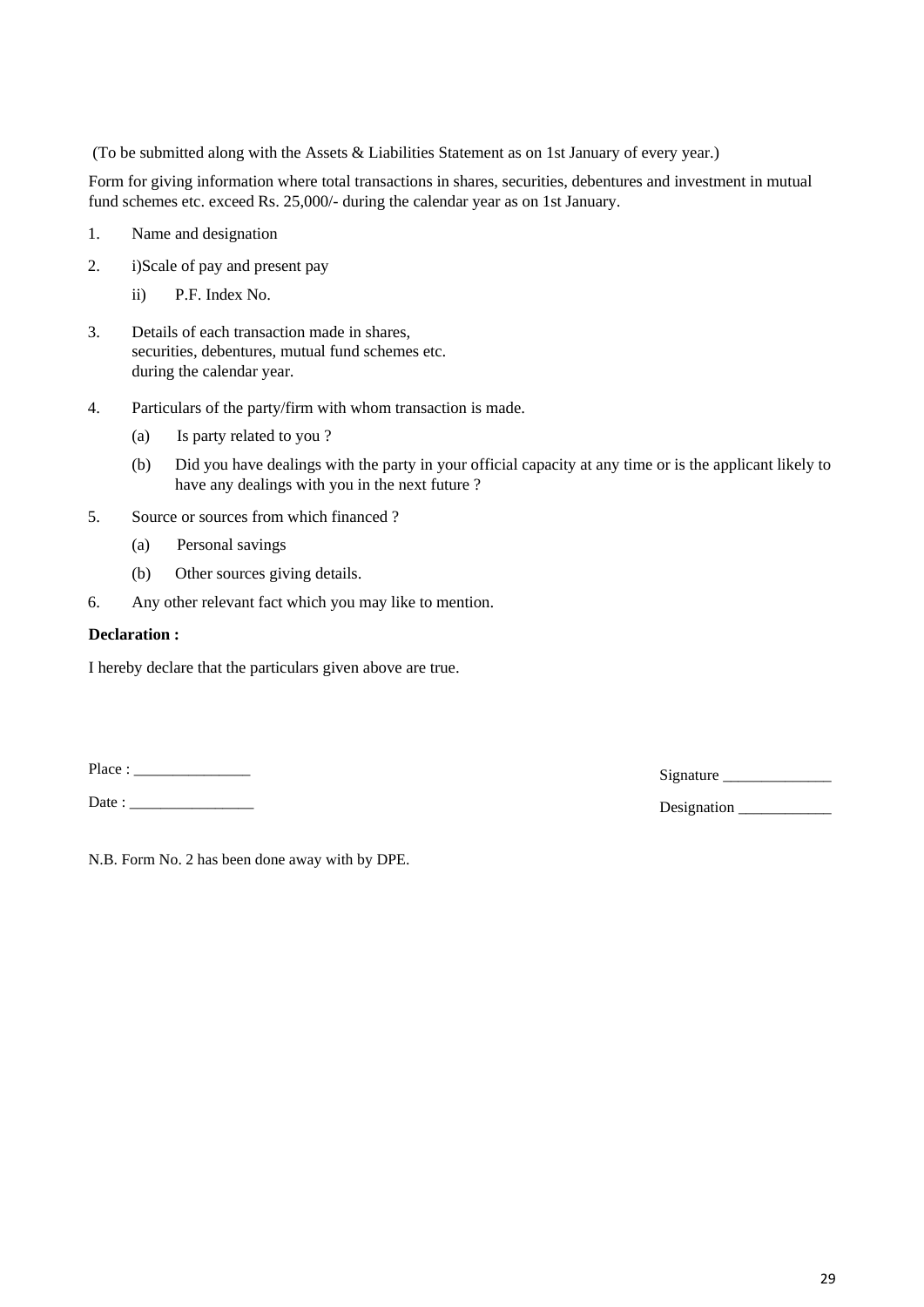(To be submitted along with the Assets & Liabilities Statement as on 1st January of every year.)

Form for giving information where total transactions in shares, securities, debentures and investment in mutual fund schemes etc. exceed Rs. 25,000/- during the calendar year as on 1st January.

1. Name and designation

2. i)Scale of pay and present pay

   ii) P.F. Index No.

3. Details of each transaction made in shares, securities, debentures, mutual fund schemes etc. during the calendar year.

4. Particulars of the party/firm with whom transaction is made.

   (a) Is party related to you ?

   (b) Did you have dealings with the party in your official capacity at any time or is the applicant likely to have any dealings with you in the next future ?

5. Source or sources from which financed ?

   (a) Personal savings

   (b) Other sources giving details.

6. Any other relevant fact which you may like to mention.

**Declaration :**

I hereby declare that the particulars given above are true.

Place : _______________

Date : ________________

Signature ______________

Designation ____________

N.B. Form No. 2 has been done away with by DPE.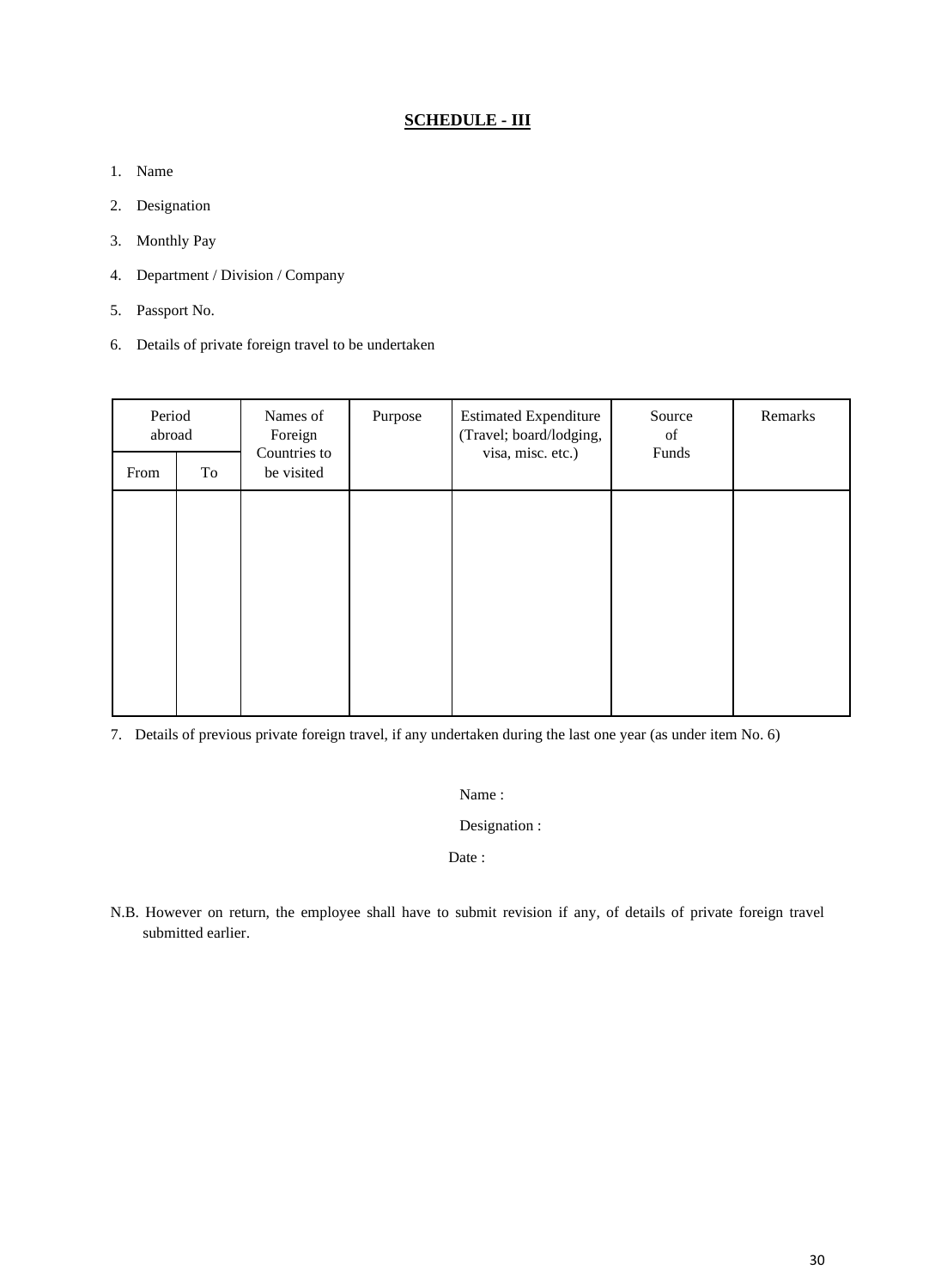## SCHEDULE - III

1. Name
2. Designation
3. Monthly Pay
4. Department / Division / Company
5. Passport No.
6. Details of private foreign travel to be undertaken

| Period abroad | | Names of Foreign Countries to be visited | Purpose | Estimated Expenditure (Travel; board/lodging, visa, misc. etc.) | Source of Funds | Remarks |
|---|---|---|---|---|---|---|
| From | To | | | | | |
| | | | | | | |

7. Details of previous private foreign travel, if any undertaken during the last one year (as under item No. 6)

Name :

Designation :

Date :

N.B. However on return, the employee shall have to submit revision if any, of details of private foreign travel submitted earlier.